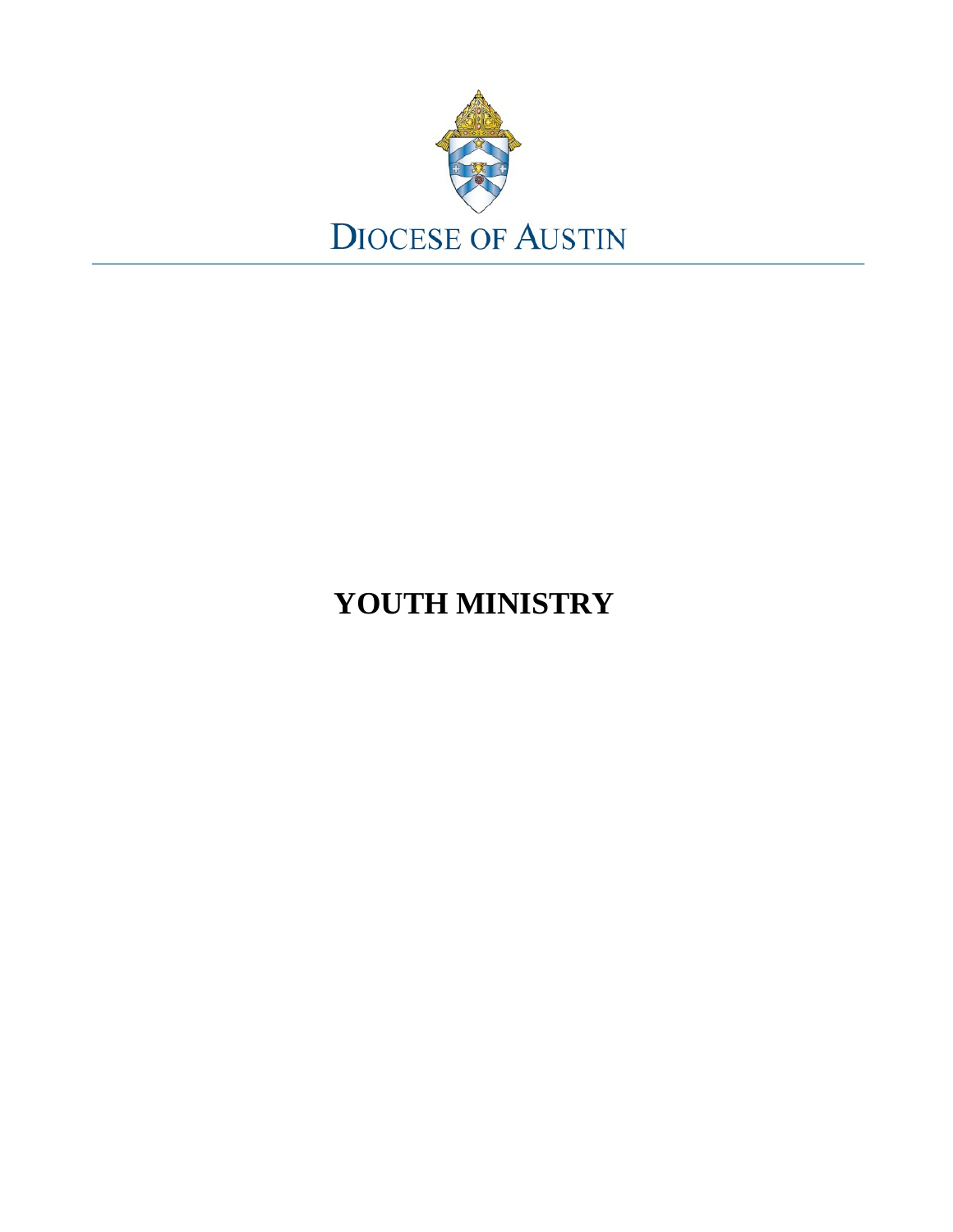DIOCESE OF AUSTIN

# YOUTH MINISTRY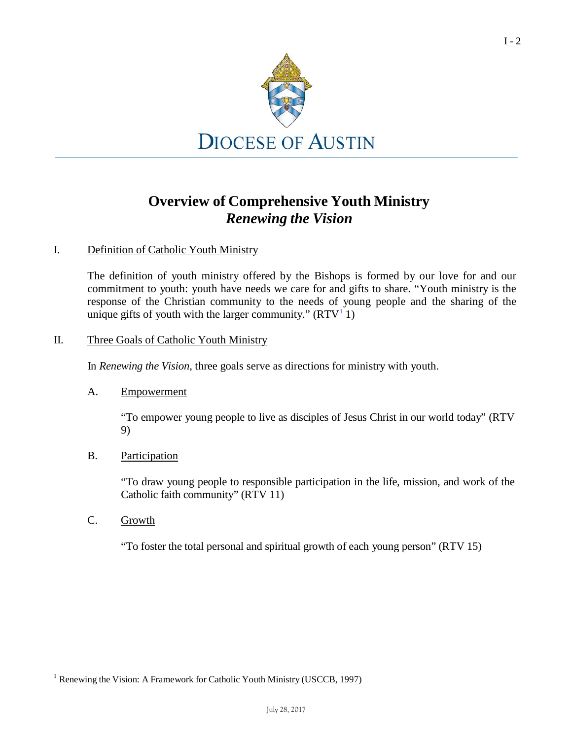DIOCESE OF AUSTIN

# Overview of Comprehensive Youth Ministry
## *Renewing the Vision*

I. Definition of Catholic Youth Ministry

The definition of youth ministry offered by the Bishops is formed by our love for and our commitment to youth: youth have needs we care for and gifts to share. "Youth ministry is the response of the Christian community to the needs of young people and the sharing of the unique gifts of youth with the larger community." (RTV[1] 1)

II. Three Goals of Catholic Youth Ministry

In *Renewing the Vision*, three goals serve as directions for ministry with youth.

A. Empowerment

"To empower young people to live as disciples of Jesus Christ in our world today" (RTV 9)

B. Participation

"To draw young people to responsible participation in the life, mission, and work of the Catholic faith community" (RTV 11)

C. Growth

"To foster the total personal and spiritual growth of each young person" (RTV 15)

[1] Renewing the Vision: A Framework for Catholic Youth Ministry (USCCB, 1997)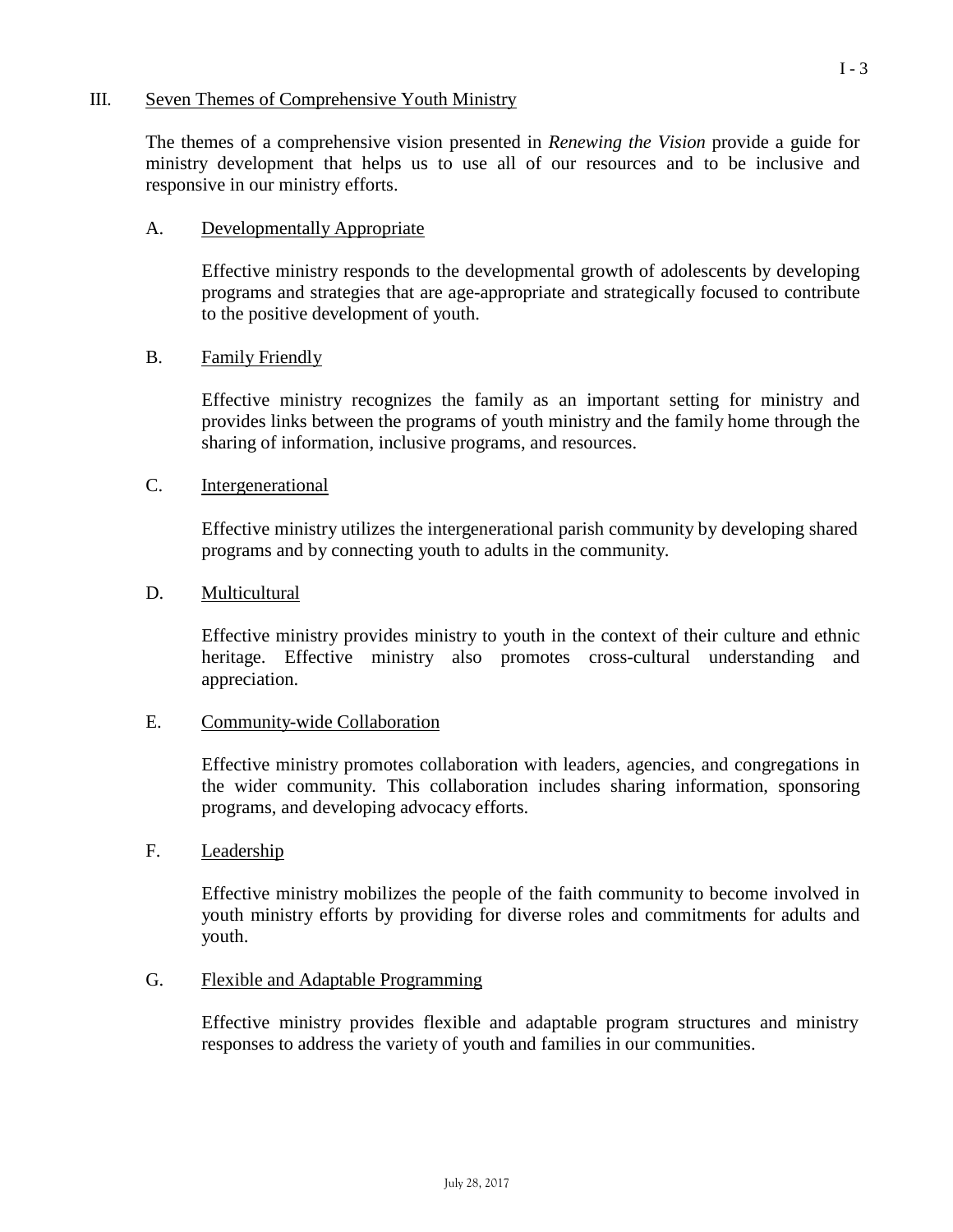## III. Seven Themes of Comprehensive Youth Ministry

The themes of a comprehensive vision presented in *Renewing the Vision* provide a guide for ministry development that helps us to use all of our resources and to be inclusive and responsive in our ministry efforts.

### A. Developmentally Appropriate

Effective ministry responds to the developmental growth of adolescents by developing programs and strategies that are age-appropriate and strategically focused to contribute to the positive development of youth.

### B. Family Friendly

Effective ministry recognizes the family as an important setting for ministry and provides links between the programs of youth ministry and the family home through the sharing of information, inclusive programs, and resources.

### C. Intergenerational

Effective ministry utilizes the intergenerational parish community by developing shared programs and by connecting youth to adults in the community.

### D. Multicultural

Effective ministry provides ministry to youth in the context of their culture and ethnic heritage. Effective ministry also promotes cross-cultural understanding and appreciation.

### E. Community-wide Collaboration

Effective ministry promotes collaboration with leaders, agencies, and congregations in the wider community. This collaboration includes sharing information, sponsoring programs, and developing advocacy efforts.

### F. Leadership

Effective ministry mobilizes the people of the faith community to become involved in youth ministry efforts by providing for diverse roles and commitments for adults and youth.

### G. Flexible and Adaptable Programming

Effective ministry provides flexible and adaptable program structures and ministry responses to address the variety of youth and families in our communities.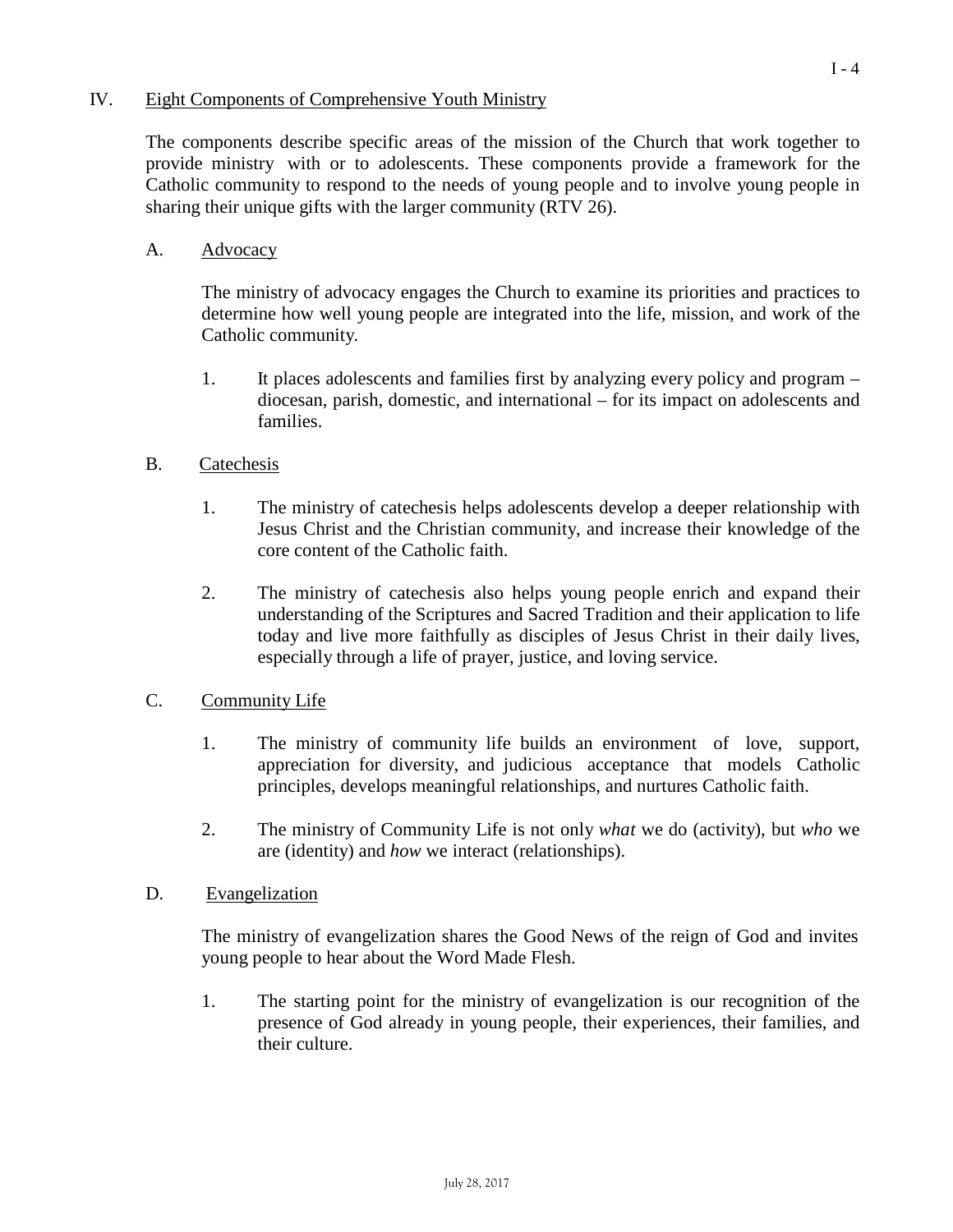## IV. Eight Components of Comprehensive Youth Ministry

The components describe specific areas of the mission of the Church that work together to provide ministry with or to adolescents. These components provide a framework for the Catholic community to respond to the needs of young people and to involve young people in sharing their unique gifts with the larger community (RTV 26).

### A. Advocacy

The ministry of advocacy engages the Church to examine its priorities and practices to determine how well young people are integrated into the life, mission, and work of the Catholic community.

1. It places adolescents and families first by analyzing every policy and program – diocesan, parish, domestic, and international – for its impact on adolescents and families.

### B. Catechesis

1. The ministry of catechesis helps adolescents develop a deeper relationship with Jesus Christ and the Christian community, and increase their knowledge of the core content of the Catholic faith.

2. The ministry of catechesis also helps young people enrich and expand their understanding of the Scriptures and Sacred Tradition and their application to life today and live more faithfully as disciples of Jesus Christ in their daily lives, especially through a life of prayer, justice, and loving service.

### C. Community Life

1. The ministry of community life builds an environment of love, support, appreciation for diversity, and judicious acceptance that models Catholic principles, develops meaningful relationships, and nurtures Catholic faith.

2. The ministry of Community Life is not only *what* we do (activity), but *who* we are (identity) and *how* we interact (relationships).

### D. Evangelization

The ministry of evangelization shares the Good News of the reign of God and invites young people to hear about the Word Made Flesh.

1. The starting point for the ministry of evangelization is our recognition of the presence of God already in young people, their experiences, their families, and their culture.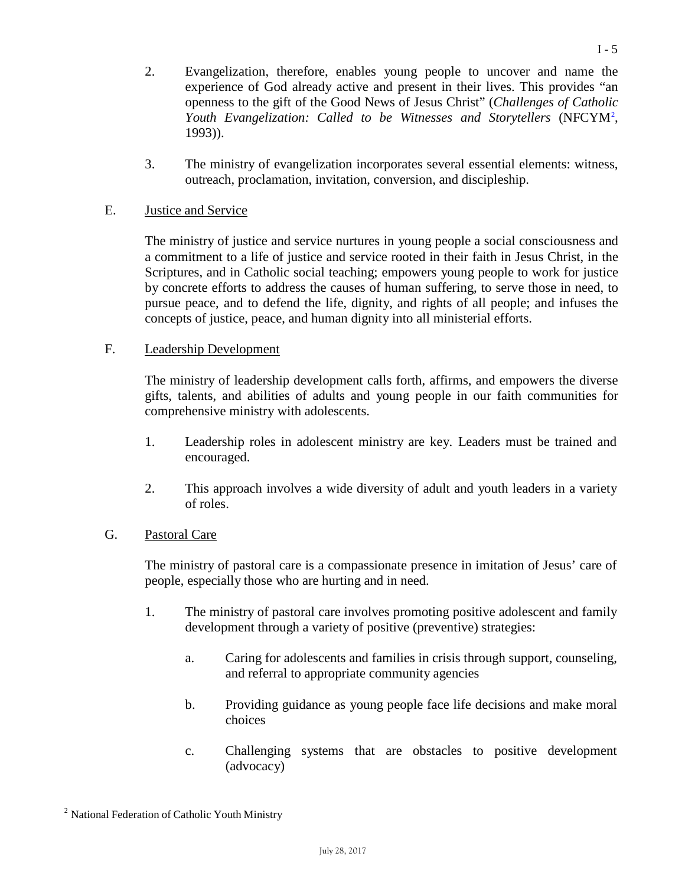2. Evangelization, therefore, enables young people to uncover and name the experience of God already active and present in their lives. This provides "an openness to the gift of the Good News of Jesus Christ" (*Challenges of Catholic Youth Evangelization: Called to be Witnesses and Storytellers* (NFCYM[2], 1993)).

3. The ministry of evangelization incorporates several essential elements: witness, outreach, proclamation, invitation, conversion, and discipleship.

E. Justice and Service

The ministry of justice and service nurtures in young people a social consciousness and a commitment to a life of justice and service rooted in their faith in Jesus Christ, in the Scriptures, and in Catholic social teaching; empowers young people to work for justice by concrete efforts to address the causes of human suffering, to serve those in need, to pursue peace, and to defend the life, dignity, and rights of all people; and infuses the concepts of justice, peace, and human dignity into all ministerial efforts.

F. Leadership Development

The ministry of leadership development calls forth, affirms, and empowers the diverse gifts, talents, and abilities of adults and young people in our faith communities for comprehensive ministry with adolescents.

1. Leadership roles in adolescent ministry are key. Leaders must be trained and encouraged.

2. This approach involves a wide diversity of adult and youth leaders in a variety of roles.

G. Pastoral Care

The ministry of pastoral care is a compassionate presence in imitation of Jesus' care of people, especially those who are hurting and in need.

1. The ministry of pastoral care involves promoting positive adolescent and family development through a variety of positive (preventive) strategies:

   a. Caring for adolescents and families in crisis through support, counseling, and referral to appropriate community agencies

   b. Providing guidance as young people face life decisions and make moral choices

   c. Challenging systems that are obstacles to positive development (advocacy)

[2] National Federation of Catholic Youth Ministry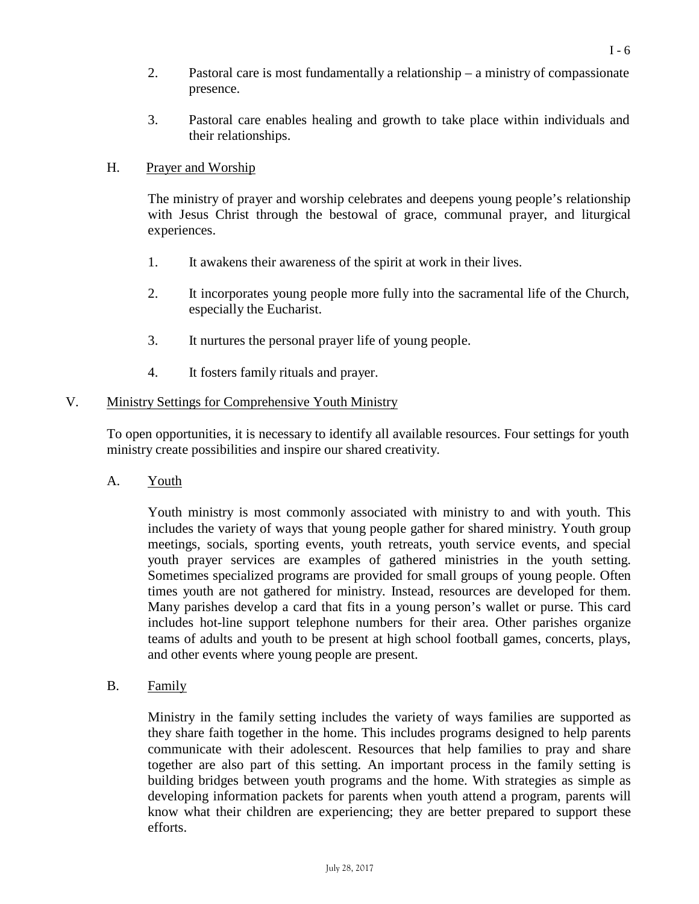2. Pastoral care is most fundamentally a relationship – a ministry of compassionate presence.

3. Pastoral care enables healing and growth to take place within individuals and their relationships.

### H. Prayer and Worship

The ministry of prayer and worship celebrates and deepens young people's relationship with Jesus Christ through the bestowal of grace, communal prayer, and liturgical experiences.

1. It awakens their awareness of the spirit at work in their lives.

2. It incorporates young people more fully into the sacramental life of the Church, especially the Eucharist.

3. It nurtures the personal prayer life of young people.

4. It fosters family rituals and prayer.

## V. Ministry Settings for Comprehensive Youth Ministry

To open opportunities, it is necessary to identify all available resources. Four settings for youth ministry create possibilities and inspire our shared creativity.

### A. Youth

Youth ministry is most commonly associated with ministry to and with youth. This includes the variety of ways that young people gather for shared ministry. Youth group meetings, socials, sporting events, youth retreats, youth service events, and special youth prayer services are examples of gathered ministries in the youth setting. Sometimes specialized programs are provided for small groups of young people. Often times youth are not gathered for ministry. Instead, resources are developed for them. Many parishes develop a card that fits in a young person's wallet or purse. This card includes hot-line support telephone numbers for their area. Other parishes organize teams of adults and youth to be present at high school football games, concerts, plays, and other events where young people are present.

### B. Family

Ministry in the family setting includes the variety of ways families are supported as they share faith together in the home. This includes programs designed to help parents communicate with their adolescent. Resources that help families to pray and share together are also part of this setting. An important process in the family setting is building bridges between youth programs and the home. With strategies as simple as developing information packets for parents when youth attend a program, parents will know what their children are experiencing; they are better prepared to support these efforts.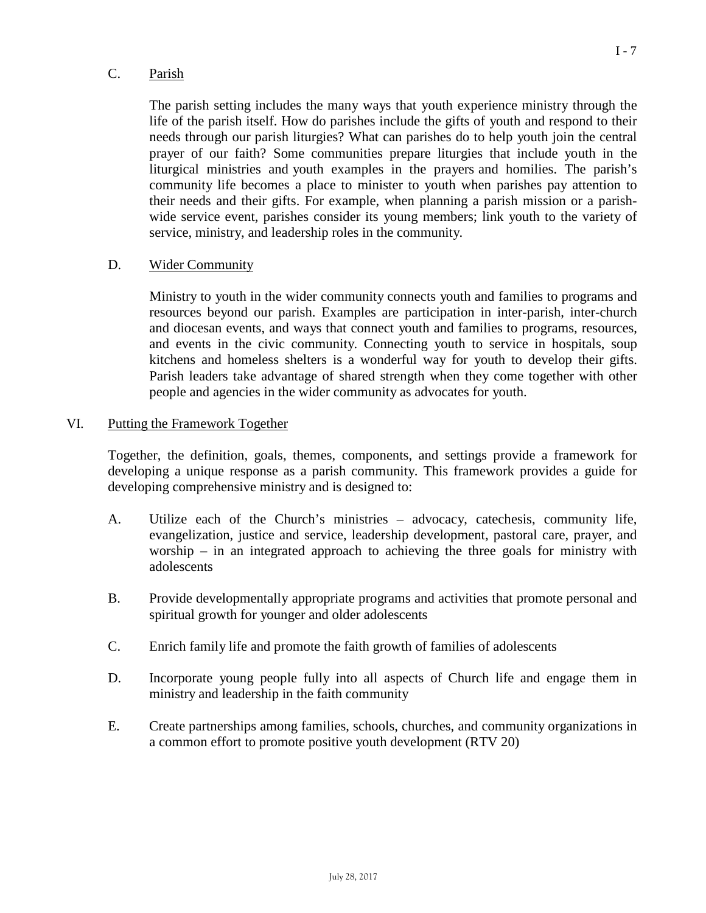C. Parish

The parish setting includes the many ways that youth experience ministry through the life of the parish itself. How do parishes include the gifts of youth and respond to their needs through our parish liturgies? What can parishes do to help youth join the central prayer of our faith? Some communities prepare liturgies that include youth in the liturgical ministries and youth examples in the prayers and homilies. The parish's community life becomes a place to minister to youth when parishes pay attention to their needs and their gifts. For example, when planning a parish mission or a parish-wide service event, parishes consider its young members; link youth to the variety of service, ministry, and leadership roles in the community.

D. Wider Community

Ministry to youth in the wider community connects youth and families to programs and resources beyond our parish. Examples are participation in inter-parish, inter-church and diocesan events, and ways that connect youth and families to programs, resources, and events in the civic community. Connecting youth to service in hospitals, soup kitchens and homeless shelters is a wonderful way for youth to develop their gifts. Parish leaders take advantage of shared strength when they come together with other people and agencies in the wider community as advocates for youth.

VI. Putting the Framework Together

Together, the definition, goals, themes, components, and settings provide a framework for developing a unique response as a parish community. This framework provides a guide for developing comprehensive ministry and is designed to:

A. Utilize each of the Church's ministries – advocacy, catechesis, community life, evangelization, justice and service, leadership development, pastoral care, prayer, and worship – in an integrated approach to achieving the three goals for ministry with adolescents

B. Provide developmentally appropriate programs and activities that promote personal and spiritual growth for younger and older adolescents

C. Enrich family life and promote the faith growth of families of adolescents

D. Incorporate young people fully into all aspects of Church life and engage them in ministry and leadership in the faith community

E. Create partnerships among families, schools, churches, and community organizations in a common effort to promote positive youth development (RTV 20)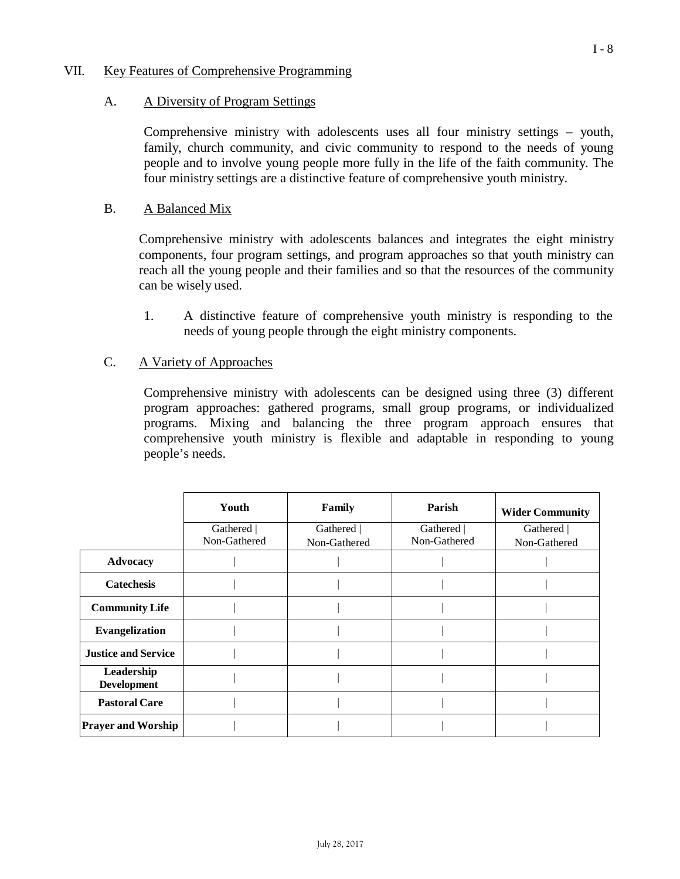## VII. Key Features of Comprehensive Programming

### A. A Diversity of Program Settings

Comprehensive ministry with adolescents uses all four ministry settings – youth, family, church community, and civic community to respond to the needs of young people and to involve young people more fully in the life of the faith community. The four ministry settings are a distinctive feature of comprehensive youth ministry.

### B. A Balanced Mix

Comprehensive ministry with adolescents balances and integrates the eight ministry components, four program settings, and program approaches so that youth ministry can reach all the young people and their families and so that the resources of the community can be wisely used.

1. A distinctive feature of comprehensive youth ministry is responding to the needs of young people through the eight ministry components.

### C. A Variety of Approaches

Comprehensive ministry with adolescents can be designed using three (3) different program approaches: gathered programs, small group programs, or individualized programs. Mixing and balancing the three program approach ensures that comprehensive youth ministry is flexible and adaptable in responding to young people's needs.

| | Youth | Family | Parish | Wider Community |
|---|---|---|---|---|
| | Gathered \| Non-Gathered | Gathered \| Non-Gathered | Gathered \| Non-Gathered | Gathered \| Non-Gathered |
| **Advocacy** | \| | \| | \| | \| |
| **Catechesis** | \| | \| | \| | \| |
| **Community Life** | \| | \| | \| | \| |
| **Evangelization** | \| | \| | \| | \| |
| **Justice and Service** | \| | \| | \| | \| |
| **Leadership Development** | \| | \| | \| | \| |
| **Pastoral Care** | \| | \| | \| | \| |
| **Prayer and Worship** | \| | \| | \| | \| |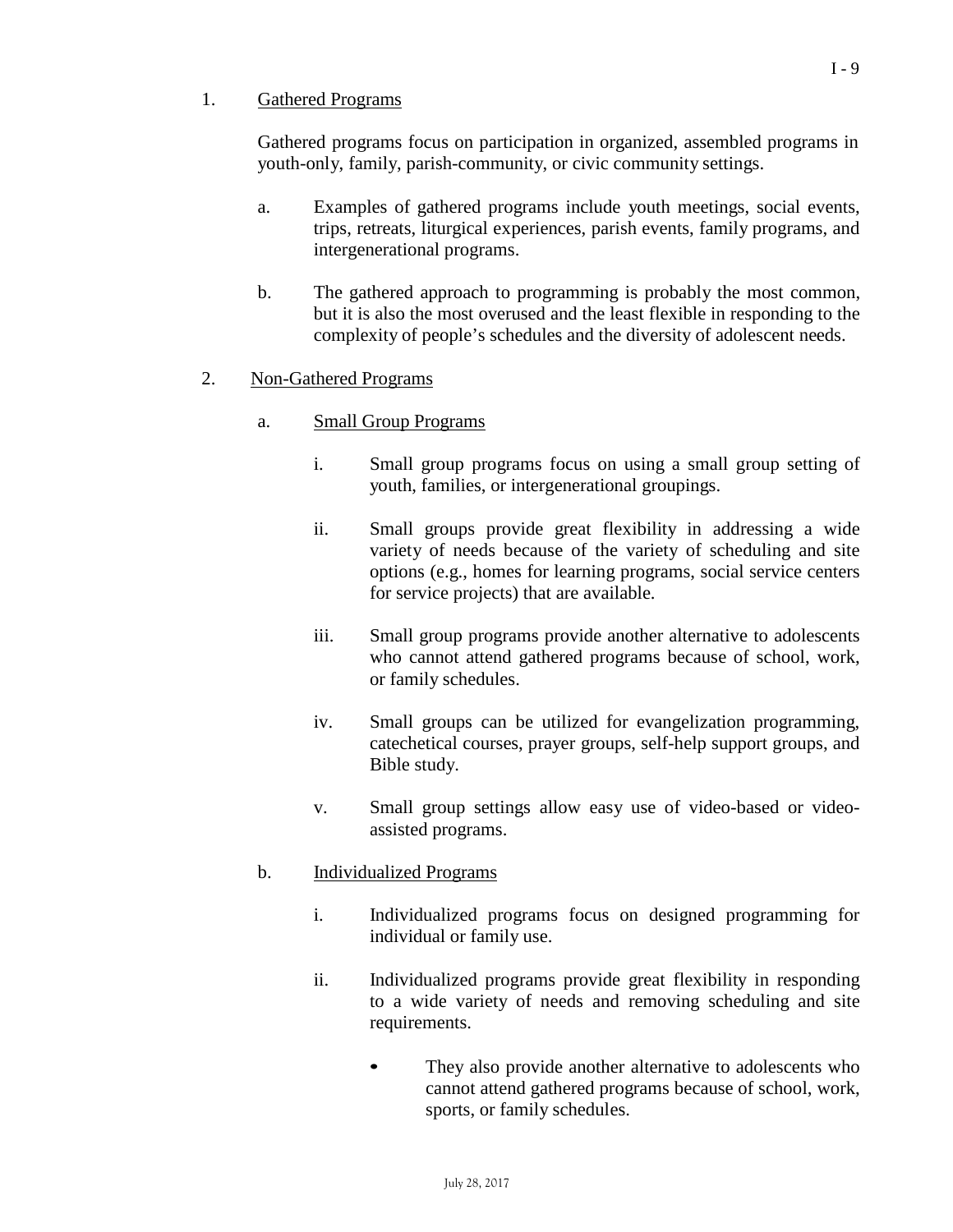1. <u>Gathered Programs</u>

   Gathered programs focus on participation in organized, assembled programs in youth-only, family, parish-community, or civic community settings.

   a. Examples of gathered programs include youth meetings, social events, trips, retreats, liturgical experiences, parish events, family programs, and intergenerational programs.

   b. The gathered approach to programming is probably the most common, but it is also the most overused and the least flexible in responding to the complexity of people's schedules and the diversity of adolescent needs.

2. <u>Non-Gathered Programs</u>

   a. <u>Small Group Programs</u>

      i. Small group programs focus on using a small group setting of youth, families, or intergenerational groupings.

      ii. Small groups provide great flexibility in addressing a wide variety of needs because of the variety of scheduling and site options (e.g., homes for learning programs, social service centers for service projects) that are available.

      iii. Small group programs provide another alternative to adolescents who cannot attend gathered programs because of school, work, or family schedules.

      iv. Small groups can be utilized for evangelization programming, catechetical courses, prayer groups, self-help support groups, and Bible study.

      v. Small group settings allow easy use of video-based or video-assisted programs.

   b. <u>Individualized Programs</u>

      i. Individualized programs focus on designed programming for individual or family use.

      ii. Individualized programs provide great flexibility in responding to a wide variety of needs and removing scheduling and site requirements.

         - They also provide another alternative to adolescents who cannot attend gathered programs because of school, work, sports, or family schedules.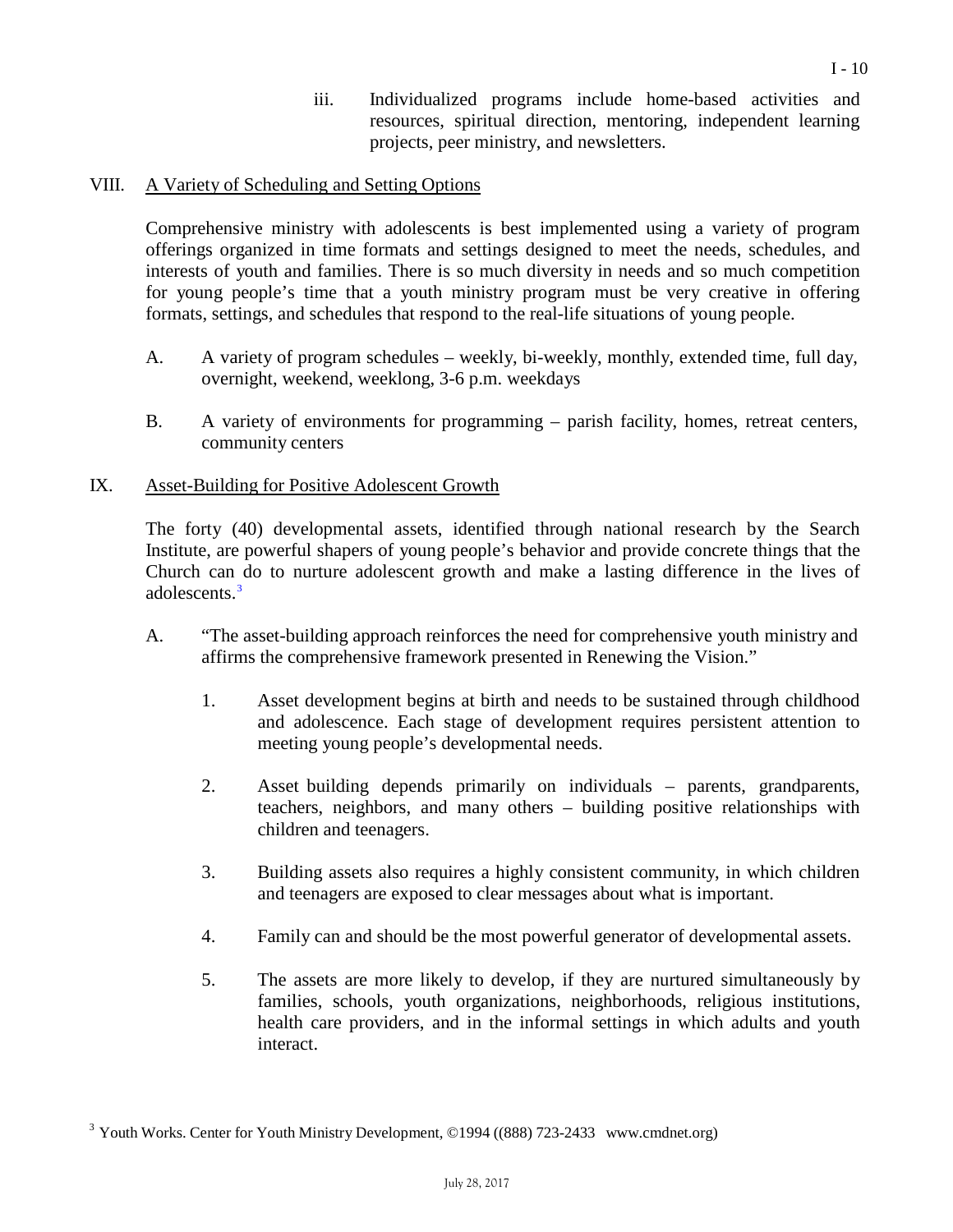iii. Individualized programs include home-based activities and resources, spiritual direction, mentoring, independent learning projects, peer ministry, and newsletters.

## VIII. A Variety of Scheduling and Setting Options

Comprehensive ministry with adolescents is best implemented using a variety of program offerings organized in time formats and settings designed to meet the needs, schedules, and interests of youth and families. There is so much diversity in needs and so much competition for young people's time that a youth ministry program must be very creative in offering formats, settings, and schedules that respond to the real-life situations of young people.

A. A variety of program schedules – weekly, bi-weekly, monthly, extended time, full day, overnight, weekend, weeklong, 3-6 p.m. weekdays

B. A variety of environments for programming – parish facility, homes, retreat centers, community centers

## IX. Asset-Building for Positive Adolescent Growth

The forty (40) developmental assets, identified through national research by the Search Institute, are powerful shapers of young people's behavior and provide concrete things that the Church can do to nurture adolescent growth and make a lasting difference in the lives of adolescents.[3]

A. "The asset-building approach reinforces the need for comprehensive youth ministry and affirms the comprehensive framework presented in Renewing the Vision."

1. Asset development begins at birth and needs to be sustained through childhood and adolescence. Each stage of development requires persistent attention to meeting young people's developmental needs.

2. Asset building depends primarily on individuals – parents, grandparents, teachers, neighbors, and many others – building positive relationships with children and teenagers.

3. Building assets also requires a highly consistent community, in which children and teenagers are exposed to clear messages about what is important.

4. Family can and should be the most powerful generator of developmental assets.

5. The assets are more likely to develop, if they are nurtured simultaneously by families, schools, youth organizations, neighborhoods, religious institutions, health care providers, and in the informal settings in which adults and youth interact.

[3] Youth Works. Center for Youth Ministry Development, ©1994 ((888) 723-2433 www.cmdnet.org)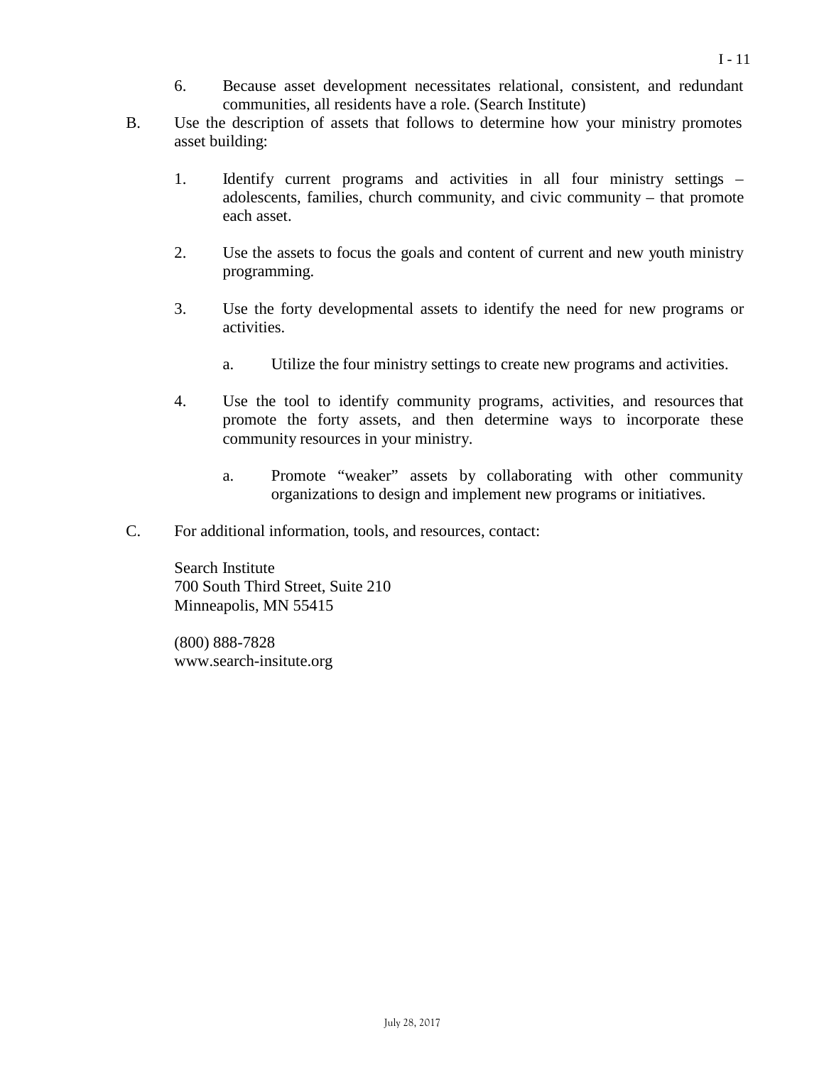6. Because asset development necessitates relational, consistent, and redundant communities, all residents have a role. (Search Institute)

B. Use the description of assets that follows to determine how your ministry promotes asset building:

   1. Identify current programs and activities in all four ministry settings – adolescents, families, church community, and civic community – that promote each asset.

   2. Use the assets to focus the goals and content of current and new youth ministry programming.

   3. Use the forty developmental assets to identify the need for new programs or activities.

      a. Utilize the four ministry settings to create new programs and activities.

   4. Use the tool to identify community programs, activities, and resources that promote the forty assets, and then determine ways to incorporate these community resources in your ministry.

      a. Promote "weaker" assets by collaborating with other community organizations to design and implement new programs or initiatives.

C. For additional information, tools, and resources, contact:

   Search Institute
   700 South Third Street, Suite 210
   Minneapolis, MN 55415

   (800) 888-7828
   www.search-insitute.org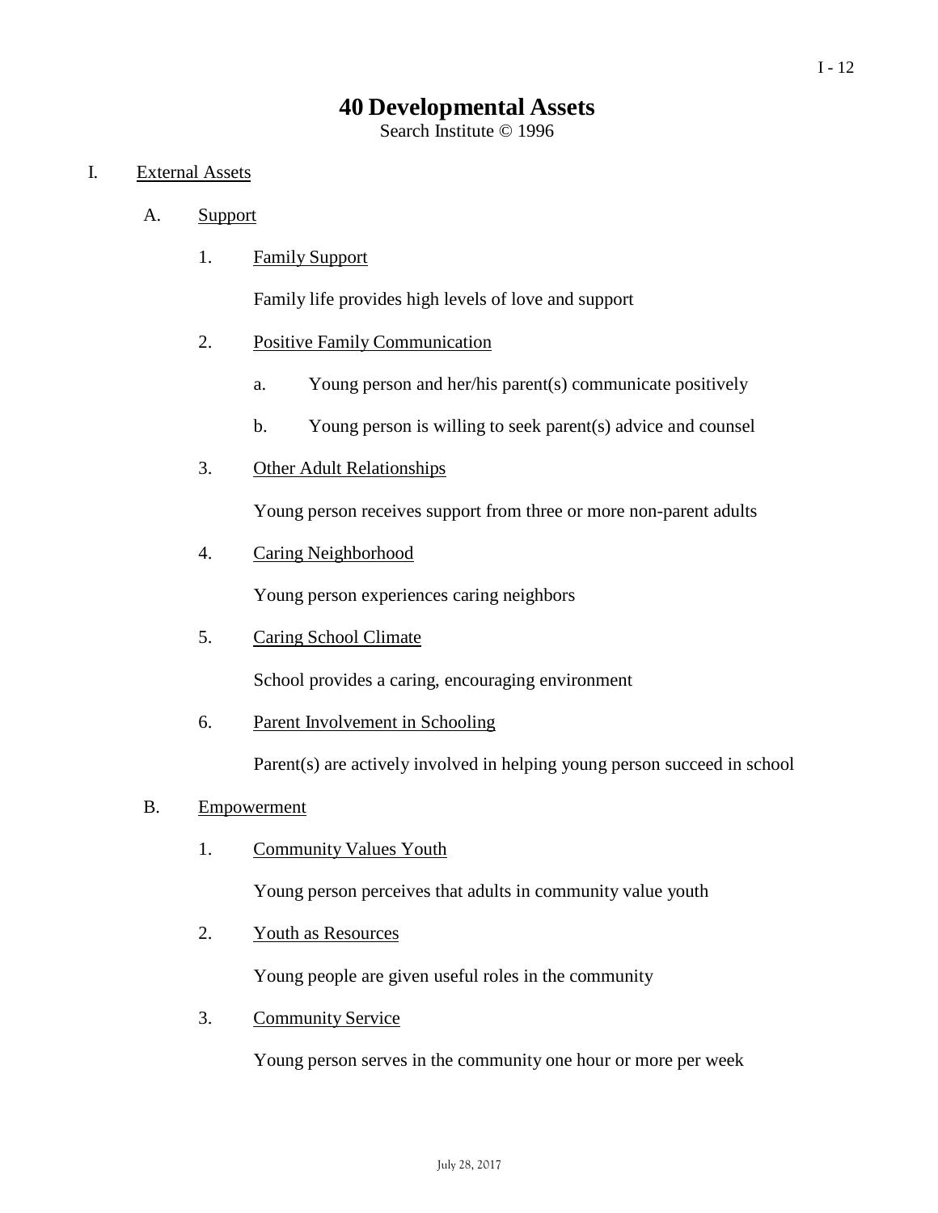# 40 Developmental Assets

Search Institute © 1996

I. External Assets

A. Support

1. Family Support

   Family life provides high levels of love and support

2. Positive Family Communication

   a. Young person and her/his parent(s) communicate positively

   b. Young person is willing to seek parent(s) advice and counsel

3. Other Adult Relationships

   Young person receives support from three or more non-parent adults

4. Caring Neighborhood

   Young person experiences caring neighbors

5. Caring School Climate

   School provides a caring, encouraging environment

6. Parent Involvement in Schooling

   Parent(s) are actively involved in helping young person succeed in school

B. Empowerment

1. Community Values Youth

   Young person perceives that adults in community value youth

2. Youth as Resources

   Young people are given useful roles in the community

3. Community Service

   Young person serves in the community one hour or more per week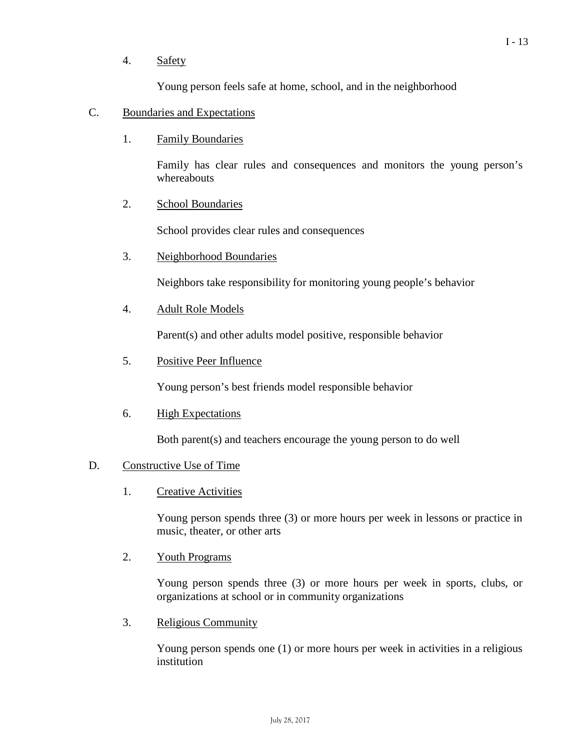4. Safety

   Young person feels safe at home, school, and in the neighborhood

C. Boundaries and Expectations

   1. Family Boundaries

      Family has clear rules and consequences and monitors the young person's whereabouts

   2. School Boundaries

      School provides clear rules and consequences

   3. Neighborhood Boundaries

      Neighbors take responsibility for monitoring young people's behavior

   4. Adult Role Models

      Parent(s) and other adults model positive, responsible behavior

   5. Positive Peer Influence

      Young person's best friends model responsible behavior

   6. High Expectations

      Both parent(s) and teachers encourage the young person to do well

D. Constructive Use of Time

   1. Creative Activities

      Young person spends three (3) or more hours per week in lessons or practice in music, theater, or other arts

   2. Youth Programs

      Young person spends three (3) or more hours per week in sports, clubs, or organizations at school or in community organizations

   3. Religious Community

      Young person spends one (1) or more hours per week in activities in a religious institution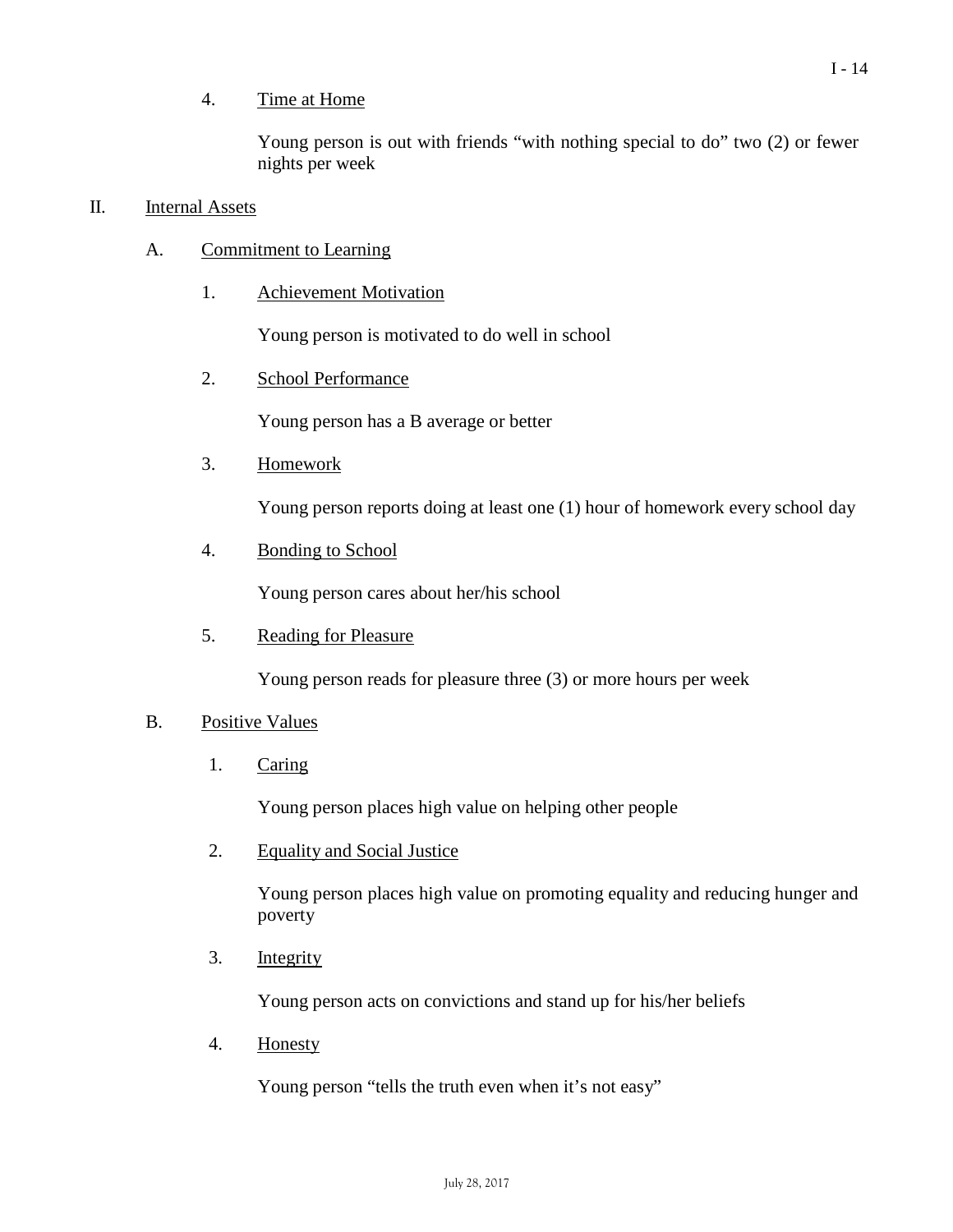4. Time at Home

   Young person is out with friends "with nothing special to do" two (2) or fewer nights per week

II. Internal Assets

A. Commitment to Learning

1. Achievement Motivation

   Young person is motivated to do well in school

2. School Performance

   Young person has a B average or better

3. Homework

   Young person reports doing at least one (1) hour of homework every school day

4. Bonding to School

   Young person cares about her/his school

5. Reading for Pleasure

   Young person reads for pleasure three (3) or more hours per week

B. Positive Values

1. Caring

   Young person places high value on helping other people

2. Equality and Social Justice

   Young person places high value on promoting equality and reducing hunger and poverty

3. Integrity

   Young person acts on convictions and stand up for his/her beliefs

4. Honesty

   Young person "tells the truth even when it's not easy"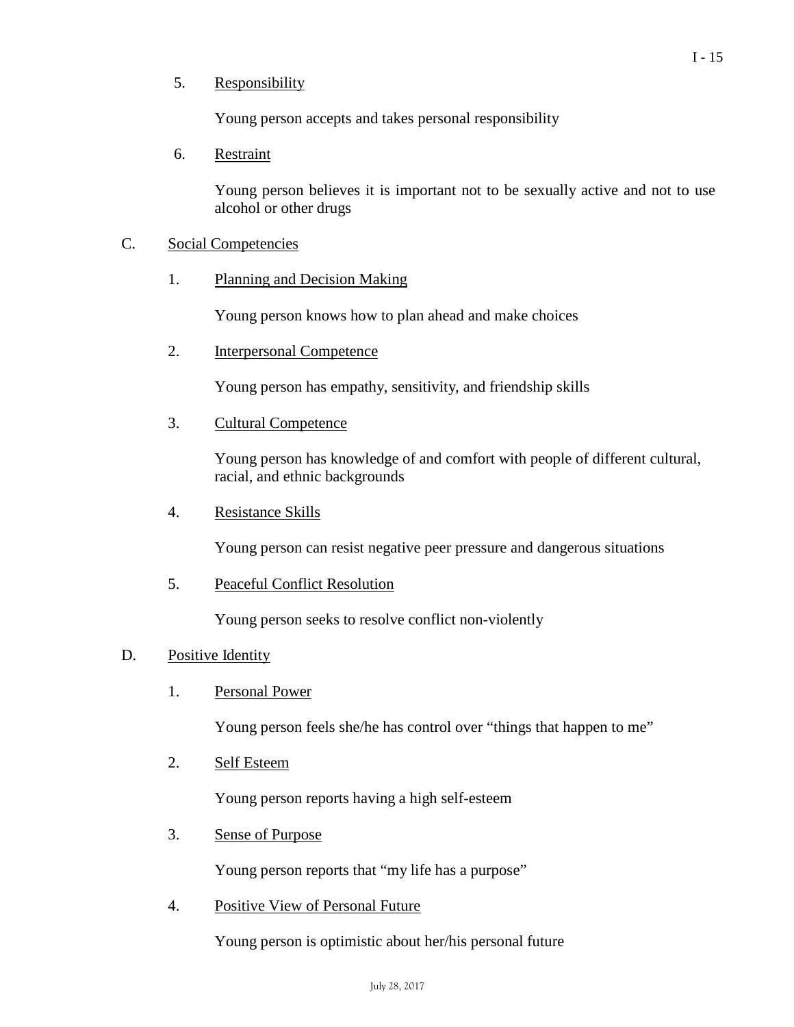5. Responsibility

   Young person accepts and takes personal responsibility

6. Restraint

   Young person believes it is important not to be sexually active and not to use alcohol or other drugs

C. Social Competencies

1. Planning and Decision Making

   Young person knows how to plan ahead and make choices

2. Interpersonal Competence

   Young person has empathy, sensitivity, and friendship skills

3. Cultural Competence

   Young person has knowledge of and comfort with people of different cultural, racial, and ethnic backgrounds

4. Resistance Skills

   Young person can resist negative peer pressure and dangerous situations

5. Peaceful Conflict Resolution

   Young person seeks to resolve conflict non-violently

D. Positive Identity

1. Personal Power

   Young person feels she/he has control over "things that happen to me"

2. Self Esteem

   Young person reports having a high self-esteem

3. Sense of Purpose

   Young person reports that "my life has a purpose"

4. Positive View of Personal Future

   Young person is optimistic about her/his personal future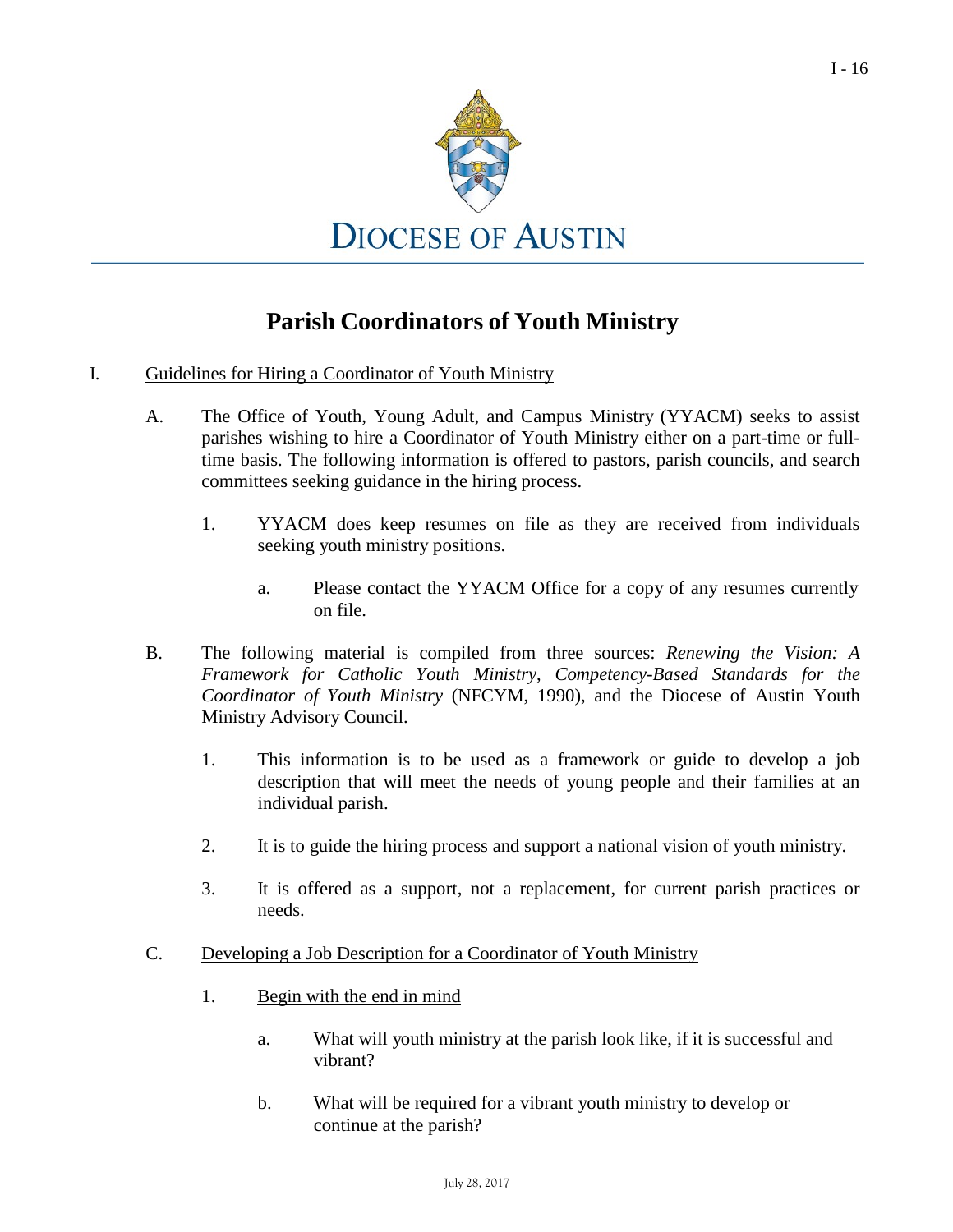DIOCESE OF AUSTIN

# Parish Coordinators of Youth Ministry

I. Guidelines for Hiring a Coordinator of Youth Ministry

A. The Office of Youth, Young Adult, and Campus Ministry (YYACM) seeks to assist parishes wishing to hire a Coordinator of Youth Ministry either on a part-time or full-time basis. The following information is offered to pastors, parish councils, and search committees seeking guidance in the hiring process.

1. YYACM does keep resumes on file as they are received from individuals seeking youth ministry positions.

   a. Please contact the YYACM Office for a copy of any resumes currently on file.

B. The following material is compiled from three sources: *Renewing the Vision: A Framework for Catholic Youth Ministry*, *Competency-Based Standards for the Coordinator of Youth Ministry* (NFCYM, 1990), and the Diocese of Austin Youth Ministry Advisory Council.

1. This information is to be used as a framework or guide to develop a job description that will meet the needs of young people and their families at an individual parish.

2. It is to guide the hiring process and support a national vision of youth ministry.

3. It is offered as a support, not a replacement, for current parish practices or needs.

C. Developing a Job Description for a Coordinator of Youth Ministry

1. Begin with the end in mind

   a. What will youth ministry at the parish look like, if it is successful and vibrant?

   b. What will be required for a vibrant youth ministry to develop or continue at the parish?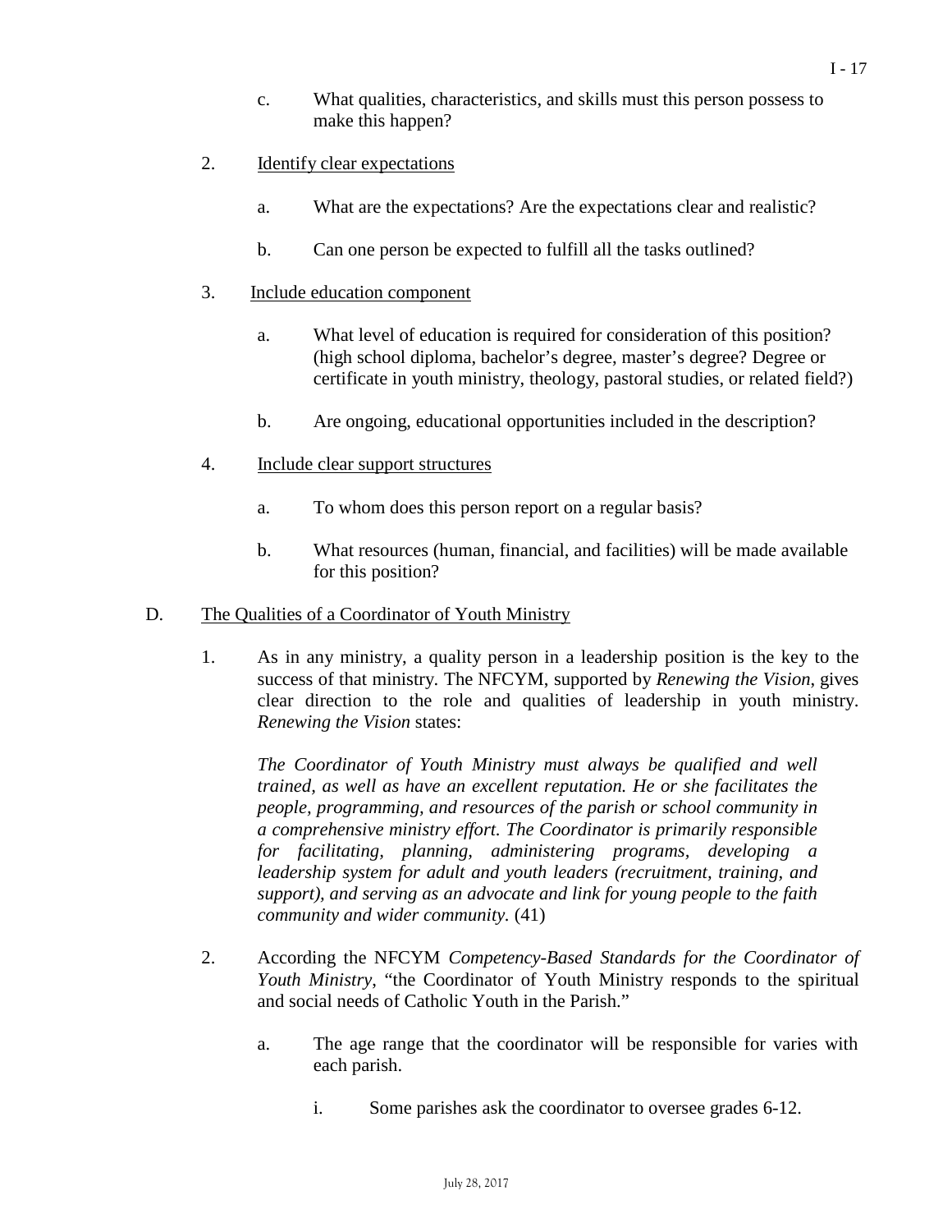c. What qualities, characteristics, and skills must this person possess to make this happen?

2. Identify clear expectations

    a. What are the expectations? Are the expectations clear and realistic?

    b. Can one person be expected to fulfill all the tasks outlined?

3. Include education component

    a. What level of education is required for consideration of this position? (high school diploma, bachelor's degree, master's degree? Degree or certificate in youth ministry, theology, pastoral studies, or related field?)

    b. Are ongoing, educational opportunities included in the description?

4. Include clear support structures

    a. To whom does this person report on a regular basis?

    b. What resources (human, financial, and facilities) will be made available for this position?

D. The Qualities of a Coordinator of Youth Ministry

1. As in any ministry, a quality person in a leadership position is the key to the success of that ministry. The NFCYM, supported by *Renewing the Vision*, gives clear direction to the role and qualities of leadership in youth ministry. *Renewing the Vision* states:

    *The Coordinator of Youth Ministry must always be qualified and well trained, as well as have an excellent reputation. He or she facilitates the people, programming, and resources of the parish or school community in a comprehensive ministry effort. The Coordinator is primarily responsible for facilitating, planning, administering programs, developing a leadership system for adult and youth leaders (recruitment, training, and support), and serving as an advocate and link for young people to the faith community and wider community.* (41)

2. According the NFCYM *Competency-Based Standards for the Coordinator of Youth Ministry*, "the Coordinator of Youth Ministry responds to the spiritual and social needs of Catholic Youth in the Parish."

    a. The age range that the coordinator will be responsible for varies with each parish.

        i. Some parishes ask the coordinator to oversee grades 6-12.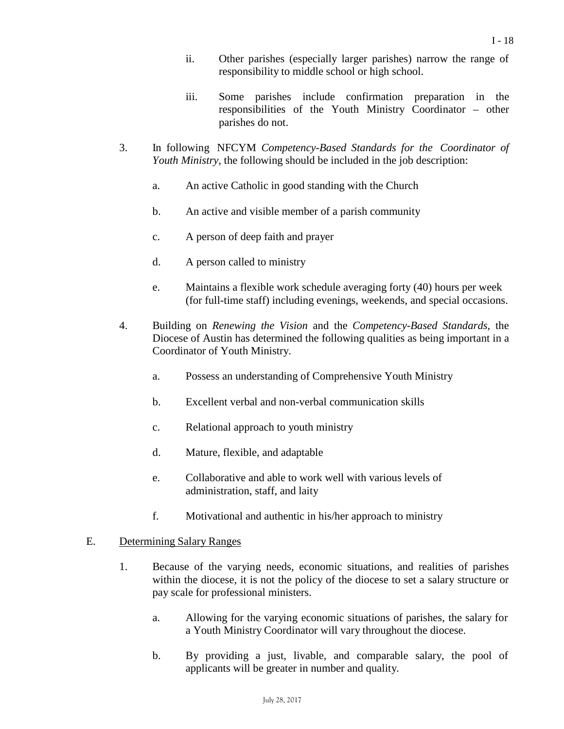ii. Other parishes (especially larger parishes) narrow the range of responsibility to middle school or high school.

iii. Some parishes include confirmation preparation in the responsibilities of the Youth Ministry Coordinator – other parishes do not.

3. In following NFCYM *Competency-Based Standards for the Coordinator of Youth Ministry*, the following should be included in the job description:

   a. An active Catholic in good standing with the Church

   b. An active and visible member of a parish community

   c. A person of deep faith and prayer

   d. A person called to ministry

   e. Maintains a flexible work schedule averaging forty (40) hours per week (for full-time staff) including evenings, weekends, and special occasions.

4. Building on *Renewing the Vision* and the *Competency-Based Standards*, the Diocese of Austin has determined the following qualities as being important in a Coordinator of Youth Ministry.

   a. Possess an understanding of Comprehensive Youth Ministry

   b. Excellent verbal and non-verbal communication skills

   c. Relational approach to youth ministry

   d. Mature, flexible, and adaptable

   e. Collaborative and able to work well with various levels of administration, staff, and laity

   f. Motivational and authentic in his/her approach to ministry

E. <u>Determining Salary Ranges</u>

1. Because of the varying needs, economic situations, and realities of parishes within the diocese, it is not the policy of the diocese to set a salary structure or pay scale for professional ministers.

   a. Allowing for the varying economic situations of parishes, the salary for a Youth Ministry Coordinator will vary throughout the diocese.

   b. By providing a just, livable, and comparable salary, the pool of applicants will be greater in number and quality.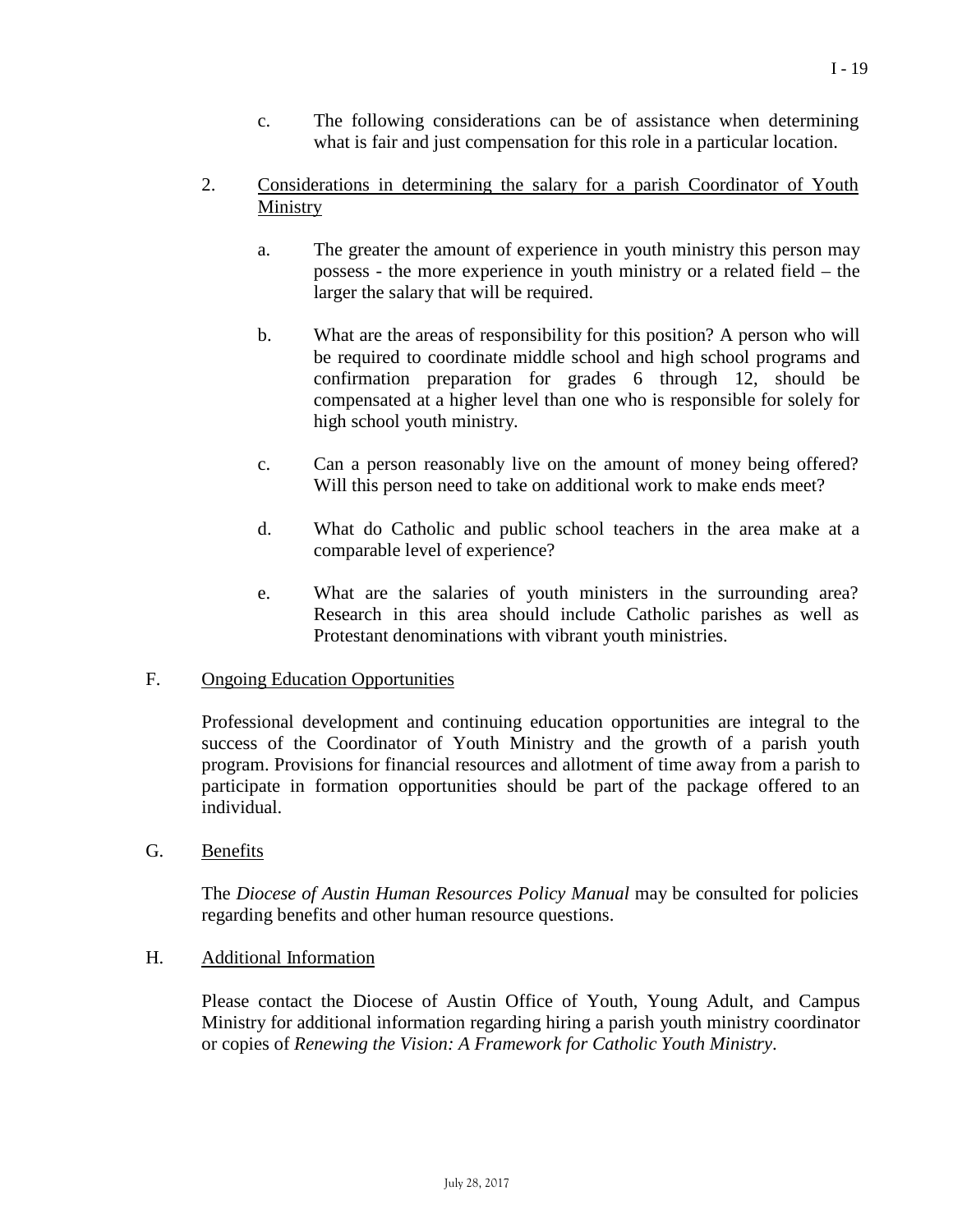c. The following considerations can be of assistance when determining what is fair and just compensation for this role in a particular location.

2. <u>Considerations in determining the salary for a parish Coordinator of Youth Ministry</u>

    a. The greater the amount of experience in youth ministry this person may possess - the more experience in youth ministry or a related field – the larger the salary that will be required.

    b. What are the areas of responsibility for this position? A person who will be required to coordinate middle school and high school programs and confirmation preparation for grades 6 through 12, should be compensated at a higher level than one who is responsible for solely for high school youth ministry.

    c. Can a person reasonably live on the amount of money being offered? Will this person need to take on additional work to make ends meet?

    d. What do Catholic and public school teachers in the area make at a comparable level of experience?

    e. What are the salaries of youth ministers in the surrounding area? Research in this area should include Catholic parishes as well as Protestant denominations with vibrant youth ministries.

F. <u>Ongoing Education Opportunities</u>

Professional development and continuing education opportunities are integral to the success of the Coordinator of Youth Ministry and the growth of a parish youth program. Provisions for financial resources and allotment of time away from a parish to participate in formation opportunities should be part of the package offered to an individual.

G. <u>Benefits</u>

The *Diocese of Austin Human Resources Policy Manual* may be consulted for policies regarding benefits and other human resource questions.

H. <u>Additional Information</u>

Please contact the Diocese of Austin Office of Youth, Young Adult, and Campus Ministry for additional information regarding hiring a parish youth ministry coordinator or copies of *Renewing the Vision: A Framework for Catholic Youth Ministry*.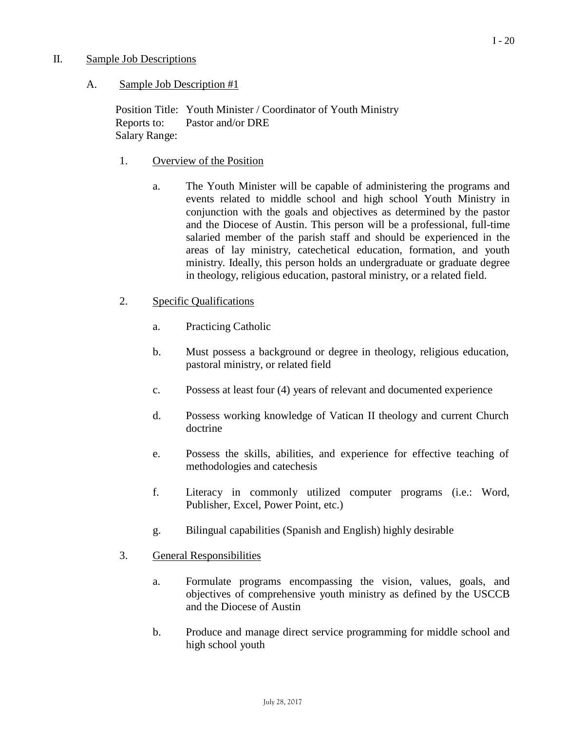## II. Sample Job Descriptions

### A. Sample Job Description #1

Position Title: Youth Minister / Coordinator of Youth Ministry
Reports to: Pastor and/or DRE
Salary Range:

1. Overview of the Position

   a. The Youth Minister will be capable of administering the programs and events related to middle school and high school Youth Ministry in conjunction with the goals and objectives as determined by the pastor and the Diocese of Austin. This person will be a professional, full-time salaried member of the parish staff and should be experienced in the areas of lay ministry, catechetical education, formation, and youth ministry. Ideally, this person holds an undergraduate or graduate degree in theology, religious education, pastoral ministry, or a related field.

2. Specific Qualifications

   a. Practicing Catholic

   b. Must possess a background or degree in theology, religious education, pastoral ministry, or related field

   c. Possess at least four (4) years of relevant and documented experience

   d. Possess working knowledge of Vatican II theology and current Church doctrine

   e. Possess the skills, abilities, and experience for effective teaching of methodologies and catechesis

   f. Literacy in commonly utilized computer programs (i.e.: Word, Publisher, Excel, Power Point, etc.)

   g. Bilingual capabilities (Spanish and English) highly desirable

3. General Responsibilities

   a. Formulate programs encompassing the vision, values, goals, and objectives of comprehensive youth ministry as defined by the USCCB and the Diocese of Austin

   b. Produce and manage direct service programming for middle school and high school youth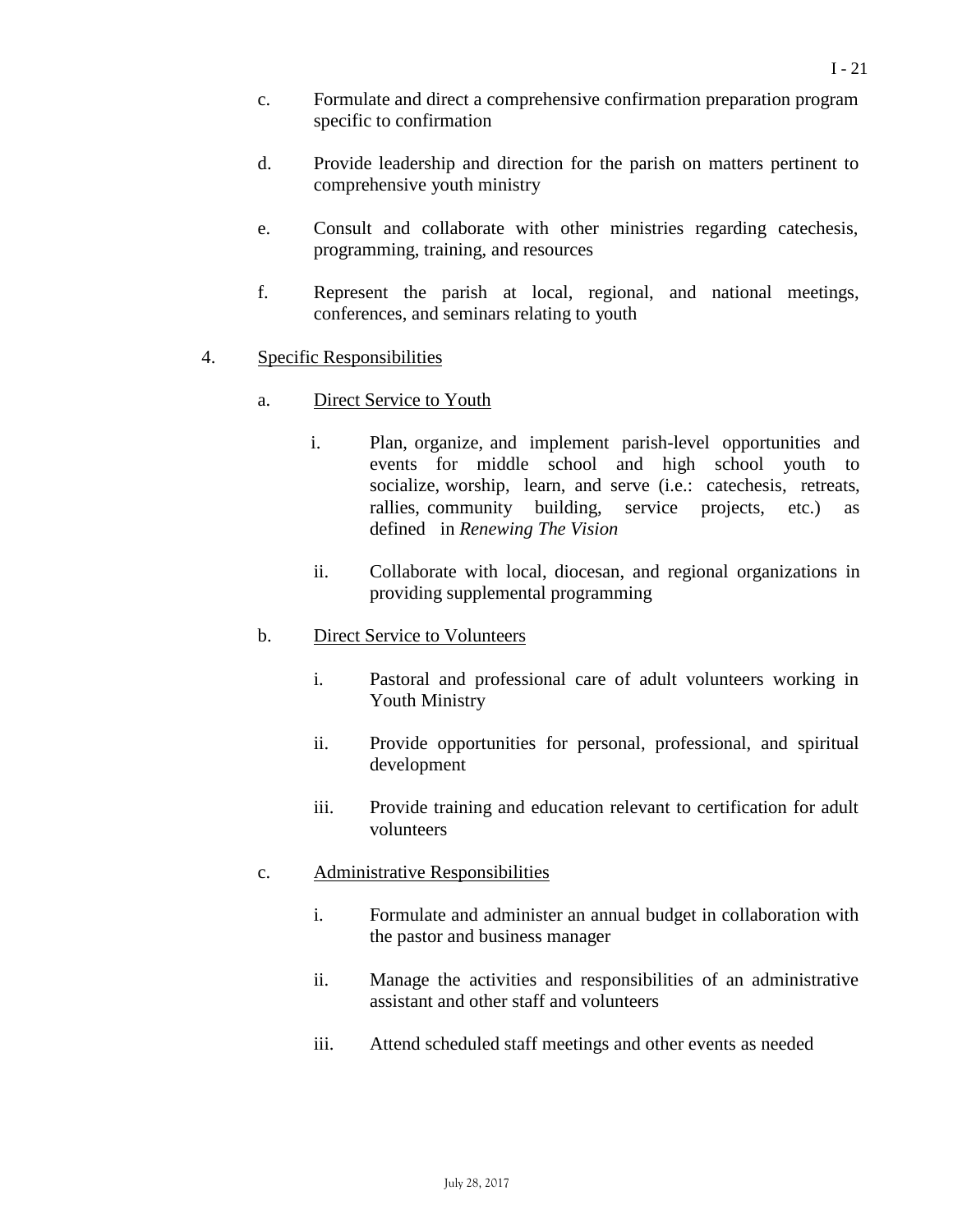c. Formulate and direct a comprehensive confirmation preparation program specific to confirmation

d. Provide leadership and direction for the parish on matters pertinent to comprehensive youth ministry

e. Consult and collaborate with other ministries regarding catechesis, programming, training, and resources

f. Represent the parish at local, regional, and national meetings, conferences, and seminars relating to youth

4. Specific Responsibilities

   a. Direct Service to Youth

      i. Plan, organize, and implement parish-level opportunities and events for middle school and high school youth to socialize, worship, learn, and serve (i.e.: catechesis, retreats, rallies, community building, service projects, etc.) as defined in *Renewing The Vision*

      ii. Collaborate with local, diocesan, and regional organizations in providing supplemental programming

   b. Direct Service to Volunteers

      i. Pastoral and professional care of adult volunteers working in Youth Ministry

      ii. Provide opportunities for personal, professional, and spiritual development

      iii. Provide training and education relevant to certification for adult volunteers

   c. Administrative Responsibilities

      i. Formulate and administer an annual budget in collaboration with the pastor and business manager

      ii. Manage the activities and responsibilities of an administrative assistant and other staff and volunteers

      iii. Attend scheduled staff meetings and other events as needed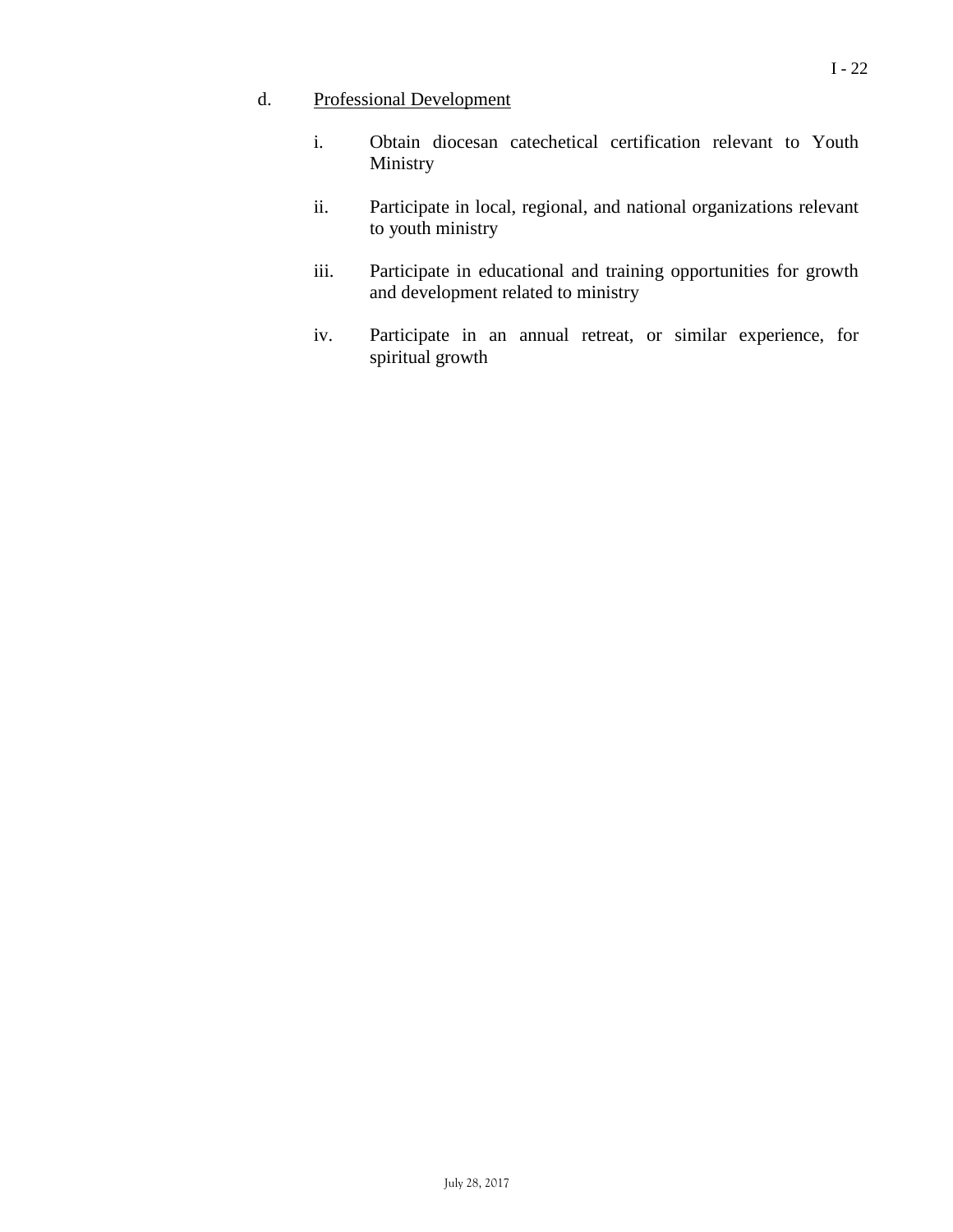d. Professional Development

   i. Obtain diocesan catechetical certification relevant to Youth Ministry

   ii. Participate in local, regional, and national organizations relevant to youth ministry

   iii. Participate in educational and training opportunities for growth and development related to ministry

   iv. Participate in an annual retreat, or similar experience, for spiritual growth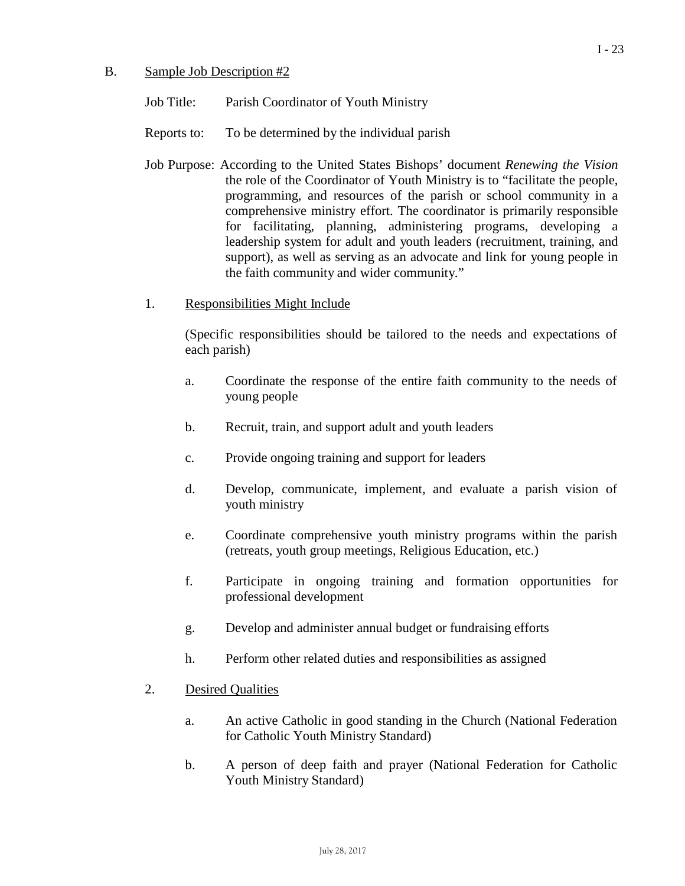B. Sample Job Description #2

Job Title: Parish Coordinator of Youth Ministry

Reports to: To be determined by the individual parish

Job Purpose: According to the United States Bishops' document *Renewing the Vision* the role of the Coordinator of Youth Ministry is to "facilitate the people, programming, and resources of the parish or school community in a comprehensive ministry effort. The coordinator is primarily responsible for facilitating, planning, administering programs, developing a leadership system for adult and youth leaders (recruitment, training, and support), as well as serving as an advocate and link for young people in the faith community and wider community."

1. Responsibilities Might Include

(Specific responsibilities should be tailored to the needs and expectations of each parish)

a. Coordinate the response of the entire faith community to the needs of young people

b. Recruit, train, and support adult and youth leaders

c. Provide ongoing training and support for leaders

d. Develop, communicate, implement, and evaluate a parish vision of youth ministry

e. Coordinate comprehensive youth ministry programs within the parish (retreats, youth group meetings, Religious Education, etc.)

f. Participate in ongoing training and formation opportunities for professional development

g. Develop and administer annual budget or fundraising efforts

h. Perform other related duties and responsibilities as assigned

2. Desired Qualities

a. An active Catholic in good standing in the Church (National Federation for Catholic Youth Ministry Standard)

b. A person of deep faith and prayer (National Federation for Catholic Youth Ministry Standard)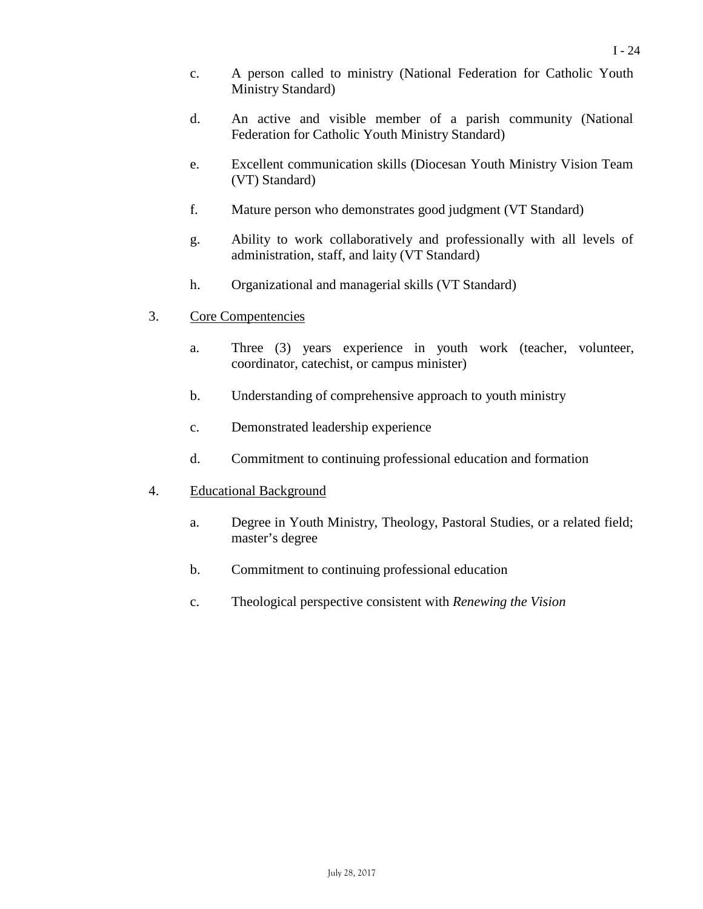c. A person called to ministry (National Federation for Catholic Youth Ministry Standard)

d. An active and visible member of a parish community (National Federation for Catholic Youth Ministry Standard)

e. Excellent communication skills (Diocesan Youth Ministry Vision Team (VT) Standard)

f. Mature person who demonstrates good judgment (VT Standard)

g. Ability to work collaboratively and professionally with all levels of administration, staff, and laity (VT Standard)

h. Organizational and managerial skills (VT Standard)

3. Core Compentencies

a. Three (3) years experience in youth work (teacher, volunteer, coordinator, catechist, or campus minister)

b. Understanding of comprehensive approach to youth ministry

c. Demonstrated leadership experience

d. Commitment to continuing professional education and formation

4. Educational Background

a. Degree in Youth Ministry, Theology, Pastoral Studies, or a related field; master's degree

b. Commitment to continuing professional education

c. Theological perspective consistent with *Renewing the Vision*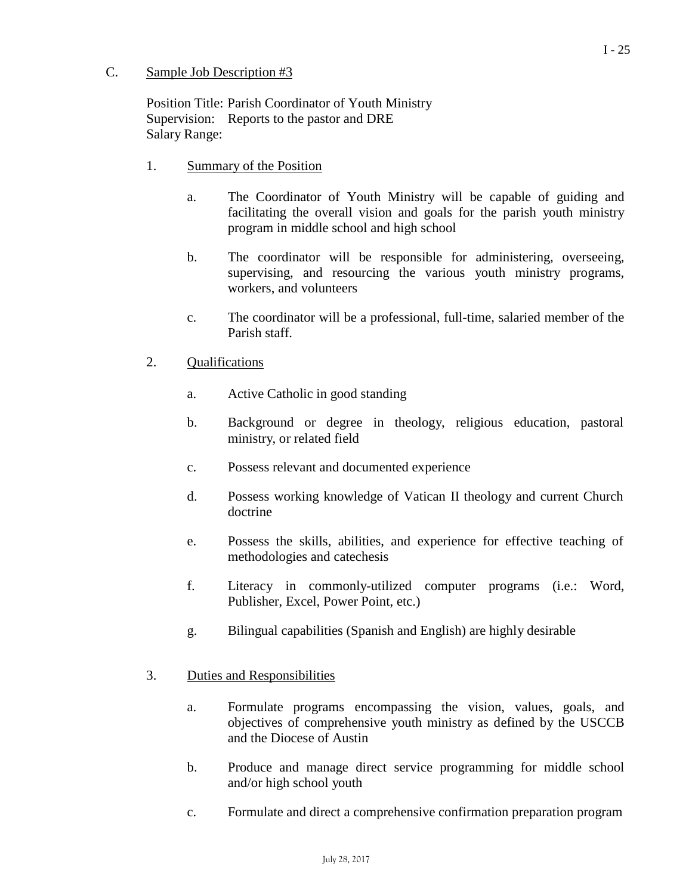C. Sample Job Description #3

Position Title: Parish Coordinator of Youth Ministry
Supervision: Reports to the pastor and DRE
Salary Range:

1. Summary of the Position

   a. The Coordinator of Youth Ministry will be capable of guiding and facilitating the overall vision and goals for the parish youth ministry program in middle school and high school

   b. The coordinator will be responsible for administering, overseeing, supervising, and resourcing the various youth ministry programs, workers, and volunteers

   c. The coordinator will be a professional, full-time, salaried member of the Parish staff.

2. Qualifications

   a. Active Catholic in good standing

   b. Background or degree in theology, religious education, pastoral ministry, or related field

   c. Possess relevant and documented experience

   d. Possess working knowledge of Vatican II theology and current Church doctrine

   e. Possess the skills, abilities, and experience for effective teaching of methodologies and catechesis

   f. Literacy in commonly-utilized computer programs (i.e.: Word, Publisher, Excel, Power Point, etc.)

   g. Bilingual capabilities (Spanish and English) are highly desirable

3. Duties and Responsibilities

   a. Formulate programs encompassing the vision, values, goals, and objectives of comprehensive youth ministry as defined by the USCCB and the Diocese of Austin

   b. Produce and manage direct service programming for middle school and/or high school youth

   c. Formulate and direct a comprehensive confirmation preparation program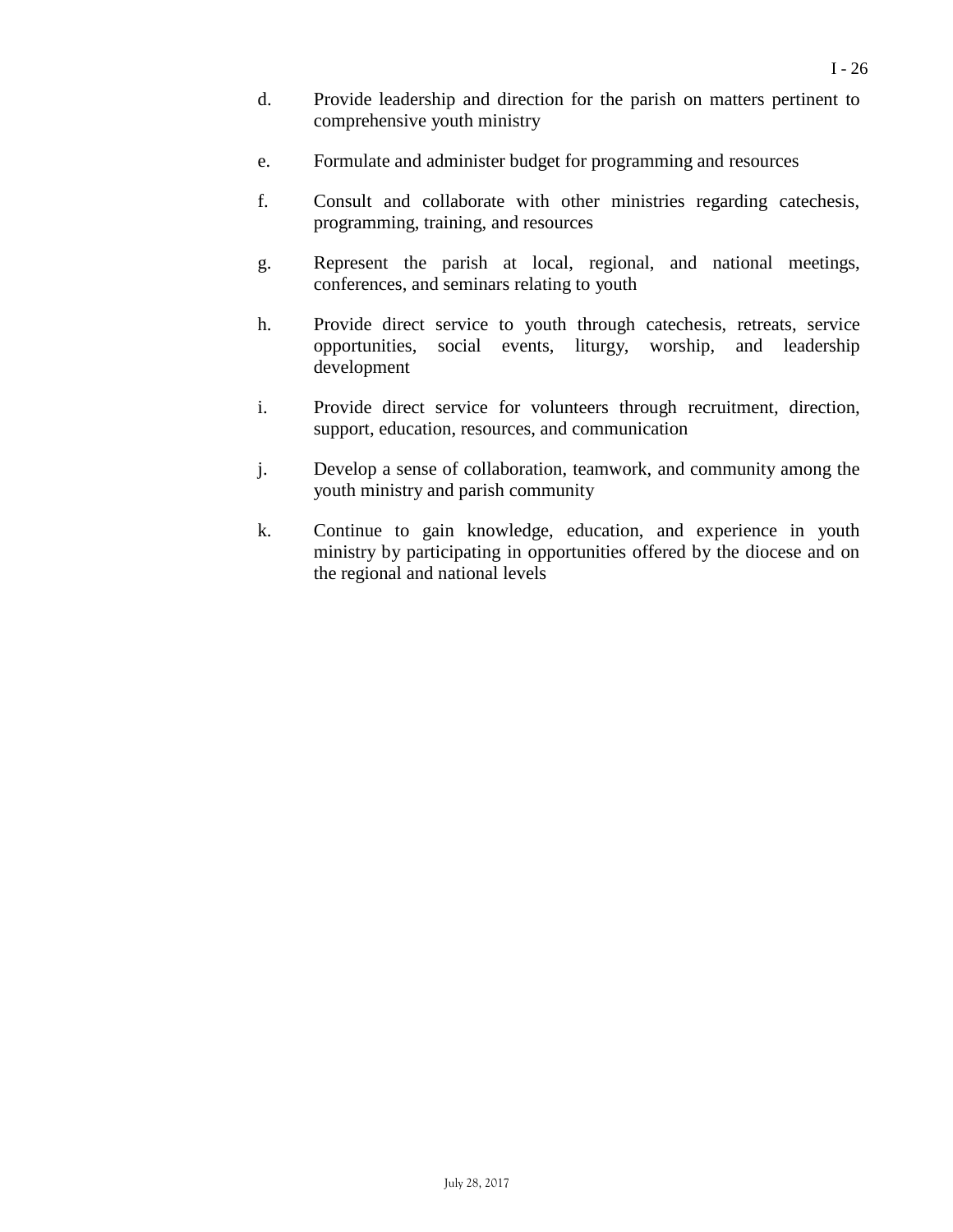d. Provide leadership and direction for the parish on matters pertinent to comprehensive youth ministry

e. Formulate and administer budget for programming and resources

f. Consult and collaborate with other ministries regarding catechesis, programming, training, and resources

g. Represent the parish at local, regional, and national meetings, conferences, and seminars relating to youth

h. Provide direct service to youth through catechesis, retreats, service opportunities, social events, liturgy, worship, and leadership development

i. Provide direct service for volunteers through recruitment, direction, support, education, resources, and communication

j. Develop a sense of collaboration, teamwork, and community among the youth ministry and parish community

k. Continue to gain knowledge, education, and experience in youth ministry by participating in opportunities offered by the diocese and on the regional and national levels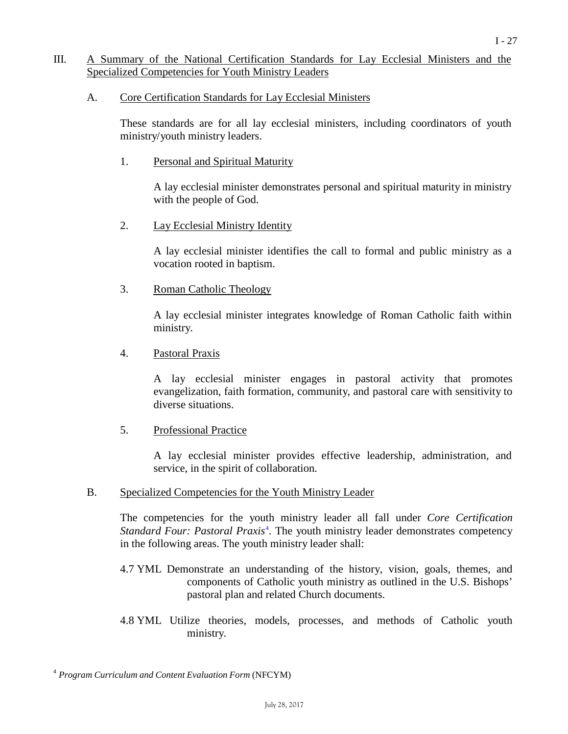## III. A Summary of the National Certification Standards for Lay Ecclesial Ministers and the Specialized Competencies for Youth Ministry Leaders

### A. Core Certification Standards for Lay Ecclesial Ministers

These standards are for all lay ecclesial ministers, including coordinators of youth ministry/youth ministry leaders.

1. Personal and Spiritual Maturity

   A lay ecclesial minister demonstrates personal and spiritual maturity in ministry with the people of God.

2. Lay Ecclesial Ministry Identity

   A lay ecclesial minister identifies the call to formal and public ministry as a vocation rooted in baptism.

3. Roman Catholic Theology

   A lay ecclesial minister integrates knowledge of Roman Catholic faith within ministry.

4. Pastoral Praxis

   A lay ecclesial minister engages in pastoral activity that promotes evangelization, faith formation, community, and pastoral care with sensitivity to diverse situations.

5. Professional Practice

   A lay ecclesial minister provides effective leadership, administration, and service, in the spirit of collaboration.

### B. Specialized Competencies for the Youth Ministry Leader

The competencies for the youth ministry leader all fall under *Core Certification Standard Four: Pastoral Praxis*[4]. The youth ministry leader demonstrates competency in the following areas. The youth ministry leader shall:

4.7 YML Demonstrate an understanding of the history, vision, goals, themes, and components of Catholic youth ministry as outlined in the U.S. Bishops' pastoral plan and related Church documents.

4.8 YML Utilize theories, models, processes, and methods of Catholic youth ministry.

[4] *Program Curriculum and Content Evaluation Form* (NFCYM)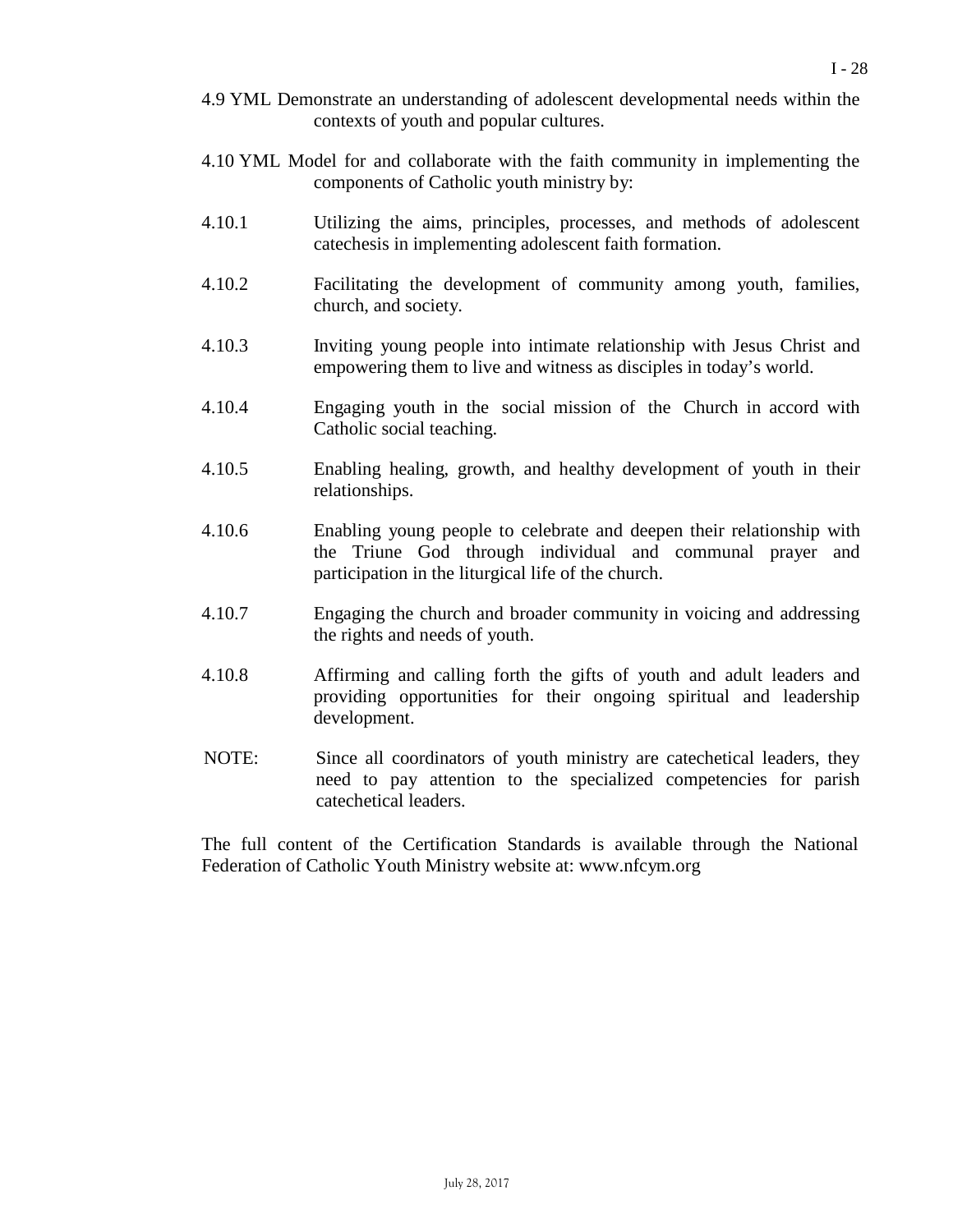4.9 YML Demonstrate an understanding of adolescent developmental needs within the contexts of youth and popular cultures.

4.10 YML Model for and collaborate with the faith community in implementing the components of Catholic youth ministry by:

4.10.1 Utilizing the aims, principles, processes, and methods of adolescent catechesis in implementing adolescent faith formation.

4.10.2 Facilitating the development of community among youth, families, church, and society.

4.10.3 Inviting young people into intimate relationship with Jesus Christ and empowering them to live and witness as disciples in today's world.

4.10.4 Engaging youth in the social mission of the Church in accord with Catholic social teaching.

4.10.5 Enabling healing, growth, and healthy development of youth in their relationships.

4.10.6 Enabling young people to celebrate and deepen their relationship with the Triune God through individual and communal prayer and participation in the liturgical life of the church.

4.10.7 Engaging the church and broader community in voicing and addressing the rights and needs of youth.

4.10.8 Affirming and calling forth the gifts of youth and adult leaders and providing opportunities for their ongoing spiritual and leadership development.

NOTE: Since all coordinators of youth ministry are catechetical leaders, they need to pay attention to the specialized competencies for parish catechetical leaders.

The full content of the Certification Standards is available through the National Federation of Catholic Youth Ministry website at: www.nfcym.org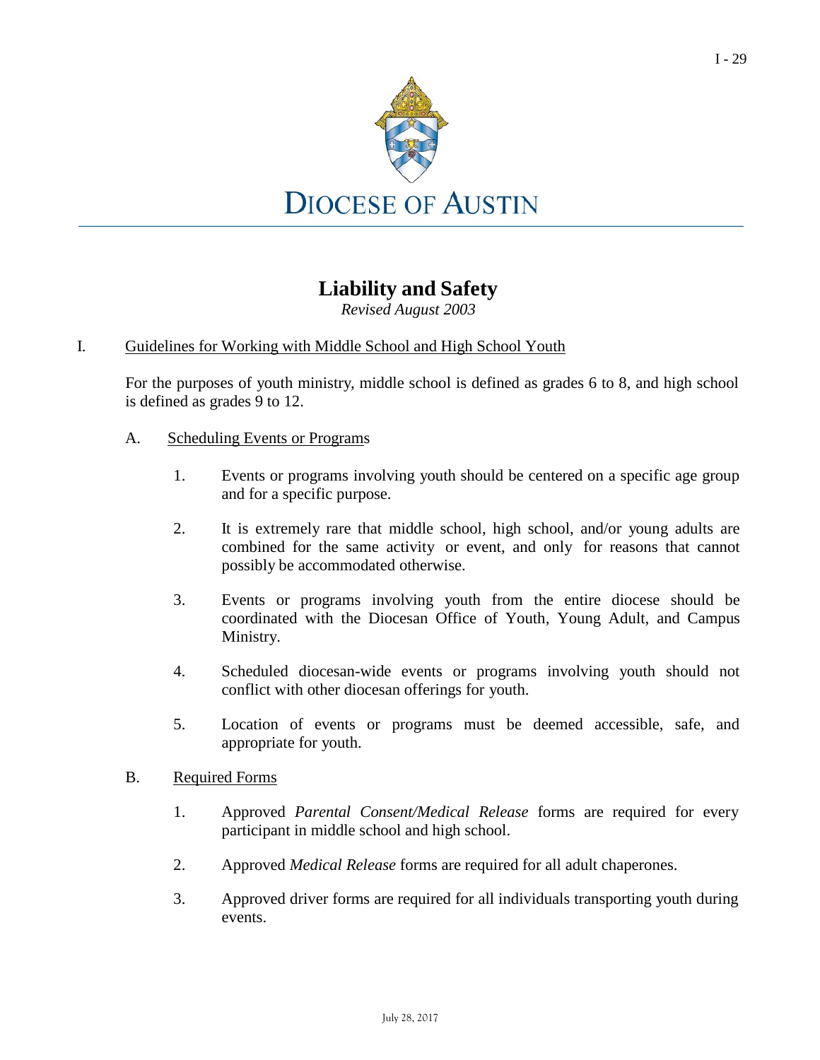# DIOCESE OF AUSTIN

## Liability and Safety

*Revised August 2003*

I. Guidelines for Working with Middle School and High School Youth

For the purposes of youth ministry, middle school is defined as grades 6 to 8, and high school is defined as grades 9 to 12.

A. Scheduling Events or Programs

1. Events or programs involving youth should be centered on a specific age group and for a specific purpose.

2. It is extremely rare that middle school, high school, and/or young adults are combined for the same activity or event, and only for reasons that cannot possibly be accommodated otherwise.

3. Events or programs involving youth from the entire diocese should be coordinated with the Diocesan Office of Youth, Young Adult, and Campus Ministry.

4. Scheduled diocesan-wide events or programs involving youth should not conflict with other diocesan offerings for youth.

5. Location of events or programs must be deemed accessible, safe, and appropriate for youth.

B. Required Forms

1. Approved *Parental Consent/Medical Release* forms are required for every participant in middle school and high school.

2. Approved *Medical Release* forms are required for all adult chaperones.

3. Approved driver forms are required for all individuals transporting youth during events.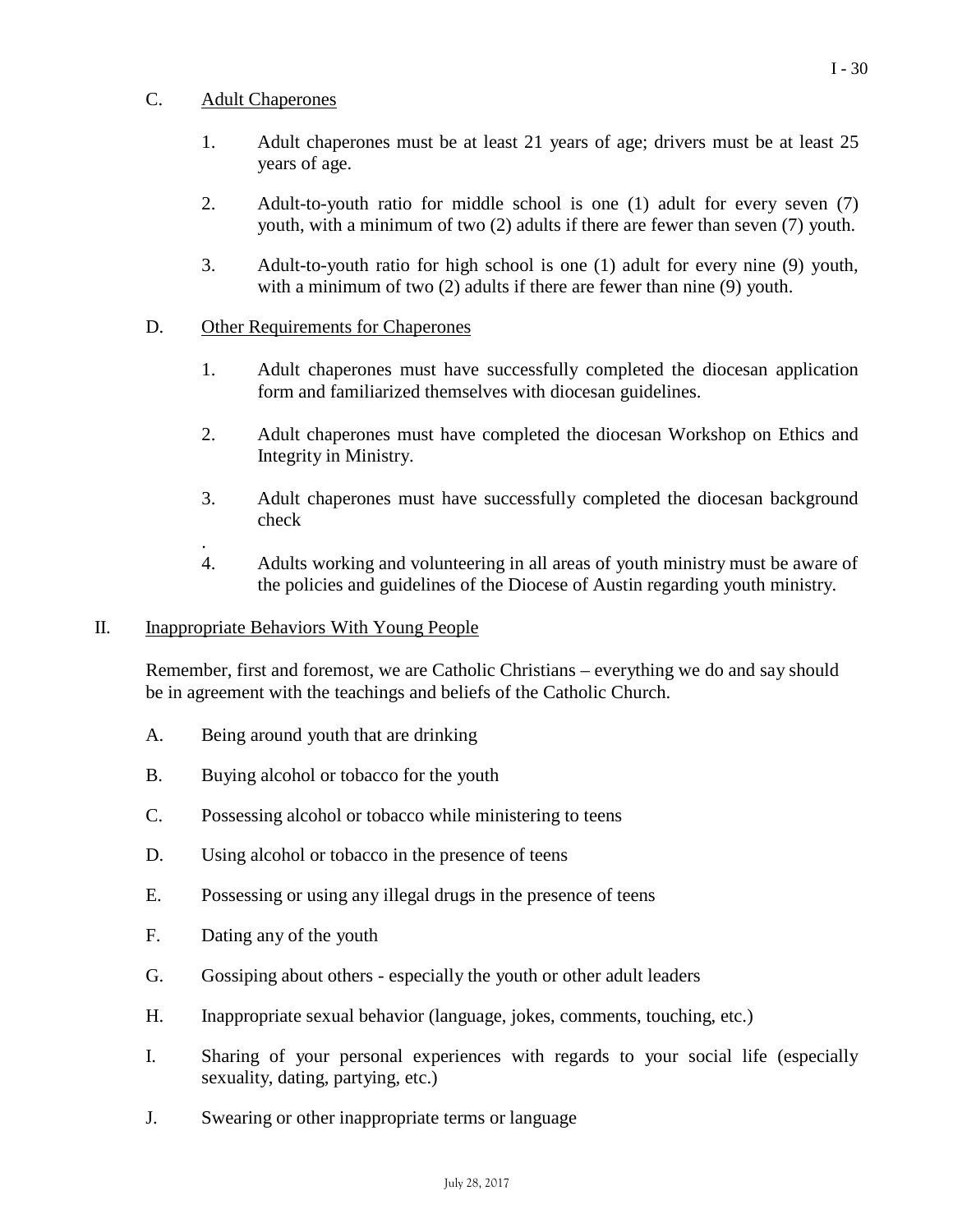C. Adult Chaperones

1. Adult chaperones must be at least 21 years of age; drivers must be at least 25 years of age.

2. Adult-to-youth ratio for middle school is one (1) adult for every seven (7) youth, with a minimum of two (2) adults if there are fewer than seven (7) youth.

3. Adult-to-youth ratio for high school is one (1) adult for every nine (9) youth, with a minimum of two (2) adults if there are fewer than nine (9) youth.

D. Other Requirements for Chaperones

1. Adult chaperones must have successfully completed the diocesan application form and familiarized themselves with diocesan guidelines.

2. Adult chaperones must have completed the diocesan Workshop on Ethics and Integrity in Ministry.

3. Adult chaperones must have successfully completed the diocesan background check
.
4. Adults working and volunteering in all areas of youth ministry must be aware of the policies and guidelines of the Diocese of Austin regarding youth ministry.

## II. Inappropriate Behaviors With Young People

Remember, first and foremost, we are Catholic Christians – everything we do and say should be in agreement with the teachings and beliefs of the Catholic Church.

A. Being around youth that are drinking

B. Buying alcohol or tobacco for the youth

C. Possessing alcohol or tobacco while ministering to teens

D. Using alcohol or tobacco in the presence of teens

E. Possessing or using any illegal drugs in the presence of teens

F. Dating any of the youth

G. Gossiping about others - especially the youth or other adult leaders

H. Inappropriate sexual behavior (language, jokes, comments, touching, etc.)

I. Sharing of your personal experiences with regards to your social life (especially sexuality, dating, partying, etc.)

J. Swearing or other inappropriate terms or language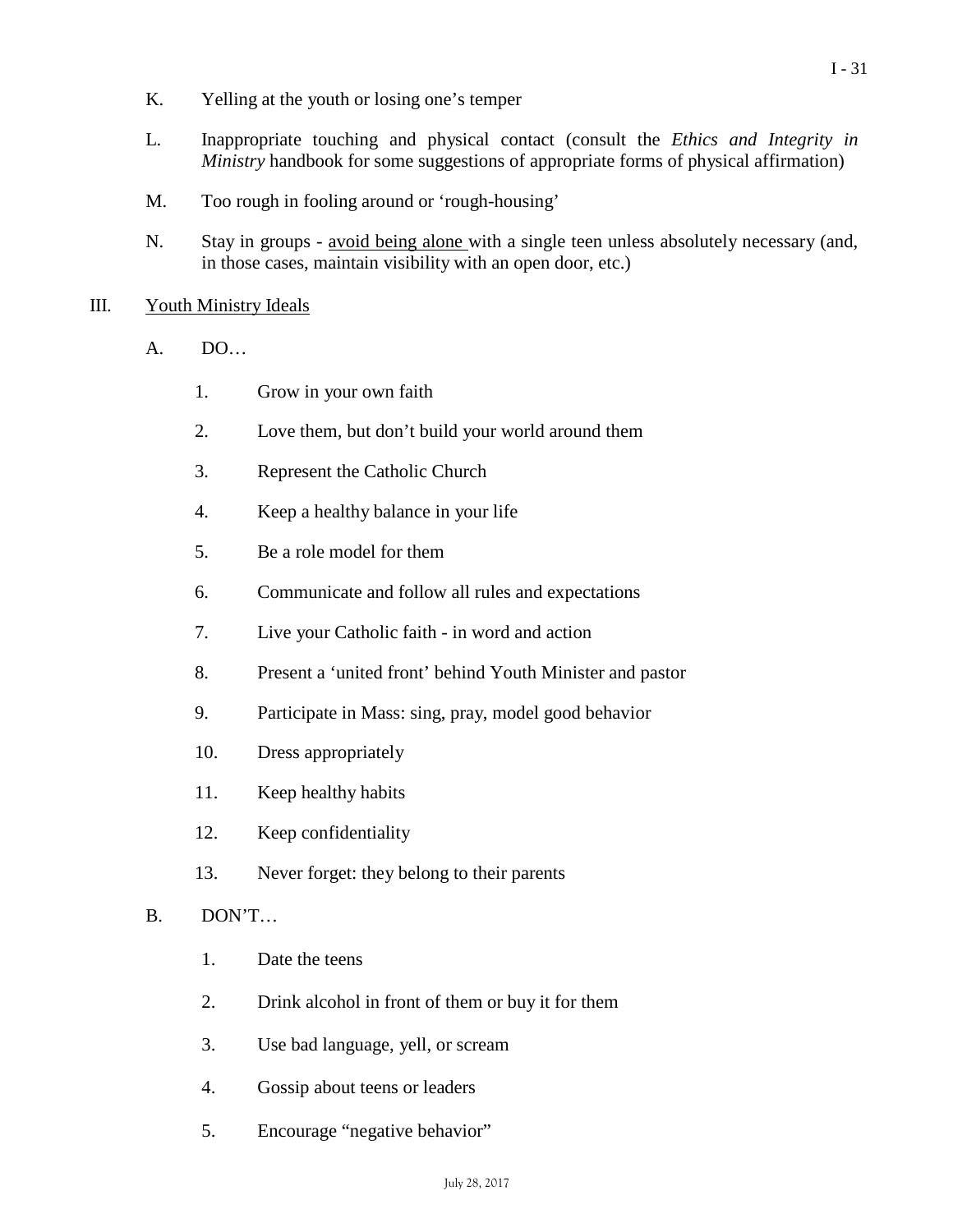K. Yelling at the youth or losing one's temper

L. Inappropriate touching and physical contact (consult the *Ethics and Integrity in Ministry* handbook for some suggestions of appropriate forms of physical affirmation)

M. Too rough in fooling around or 'rough-housing'

N. Stay in groups - <u>avoid being alone</u> with a single teen unless absolutely necessary (and, in those cases, maintain visibility with an open door, etc.)

III. <u>Youth Ministry Ideals</u>

A. DO…

1. Grow in your own faith
2. Love them, but don't build your world around them
3. Represent the Catholic Church
4. Keep a healthy balance in your life
5. Be a role model for them
6. Communicate and follow all rules and expectations
7. Live your Catholic faith - in word and action
8. Present a 'united front' behind Youth Minister and pastor
9. Participate in Mass: sing, pray, model good behavior
10. Dress appropriately
11. Keep healthy habits
12. Keep confidentiality
13. Never forget: they belong to their parents

B. DON'T…

1. Date the teens
2. Drink alcohol in front of them or buy it for them
3. Use bad language, yell, or scream
4. Gossip about teens or leaders
5. Encourage "negative behavior"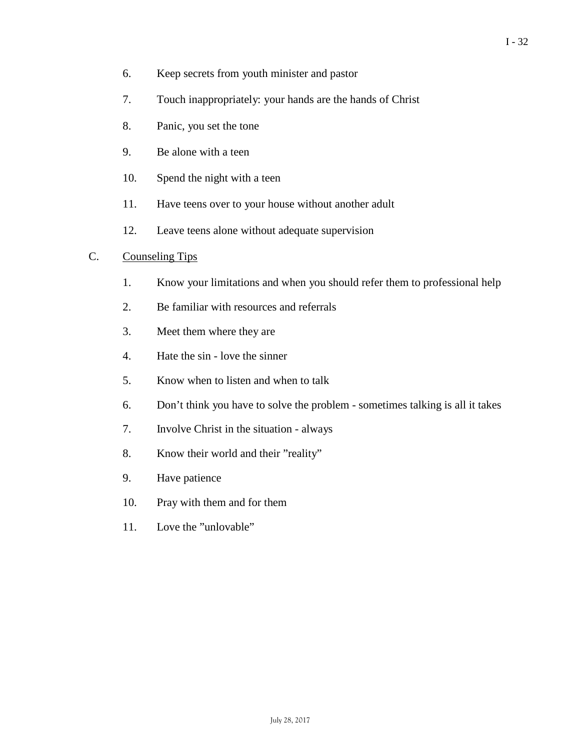6. Keep secrets from youth minister and pastor
7. Touch inappropriately: your hands are the hands of Christ
8. Panic, you set the tone
9. Be alone with a teen
10. Spend the night with a teen
11. Have teens over to your house without another adult
12. Leave teens alone without adequate supervision

C. Counseling Tips

1. Know your limitations and when you should refer them to professional help
2. Be familiar with resources and referrals
3. Meet them where they are
4. Hate the sin - love the sinner
5. Know when listen and when to talk
6. Don't think you have to solve the problem - sometimes talking is all it takes
7. Involve Christ in the situation - always
8. Know their world and their "reality"
9. Have patience
10. Pray with them and for them
11. Love the "unlovable"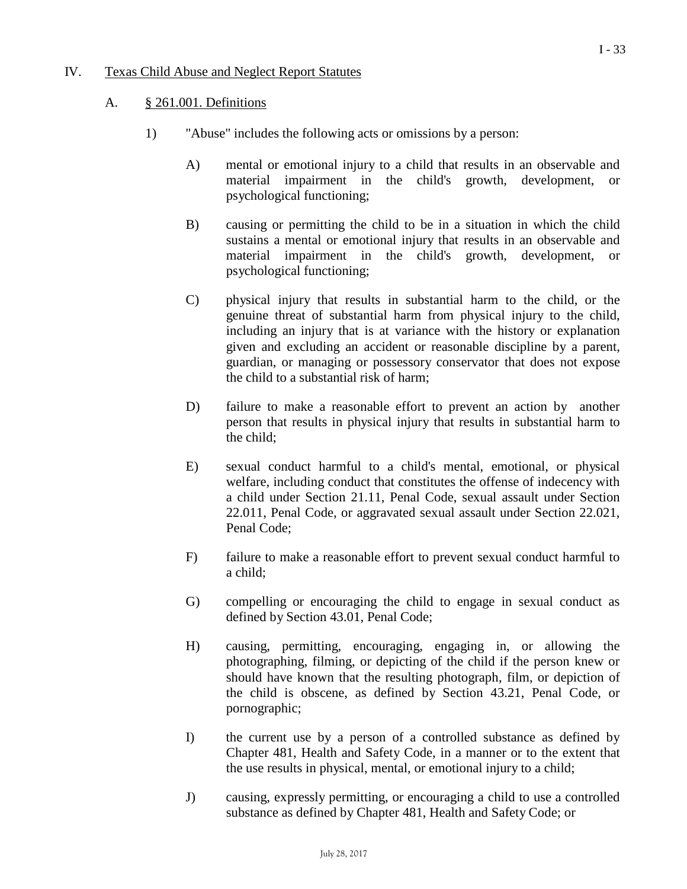## IV. Texas Child Abuse and Neglect Report Statutes

### A. § 261.001. Definitions

1) "Abuse" includes the following acts or omissions by a person:

   A) mental or emotional injury to a child that results in an observable and material impairment in the child's growth, development, or psychological functioning;

   B) causing or permitting the child to be in a situation in which the child sustains a mental or emotional injury that results in an observable and material impairment in the child's growth, development, or psychological functioning;

   C) physical injury that results in substantial harm to the child, or the genuine threat of substantial harm from physical injury to the child, including an injury that is at variance with the history or explanation given and excluding an accident or reasonable discipline by a parent, guardian, or managing or possessory conservator that does not expose the child to a substantial risk of harm;

   D) failure to make a reasonable effort to prevent an action by another person that results in physical injury that results in substantial harm to the child;

   E) sexual conduct harmful to a child's mental, emotional, or physical welfare, including conduct that constitutes the offense of indecency with a child under Section 21.11, Penal Code, sexual assault under Section 22.011, Penal Code, or aggravated sexual assault under Section 22.021, Penal Code;

   F) failure to make a reasonable effort to prevent sexual conduct harmful to a child;

   G) compelling or encouraging the child to engage in sexual conduct as defined by Section 43.01, Penal Code;

   H) causing, permitting, encouraging, engaging in, or allowing the photographing, filming, or depicting of the child if the person knew or should have known that the resulting photograph, film, or depiction of the child is obscene, as defined by Section 43.21, Penal Code, or pornographic;

   I) the current use by a person of a controlled substance as defined by Chapter 481, Health and Safety Code, in a manner or to the extent that the use results in physical, mental, or emotional injury to a child;

   J) causing, expressly permitting, or encouraging a child to use a controlled substance as defined by Chapter 481, Health and Safety Code; or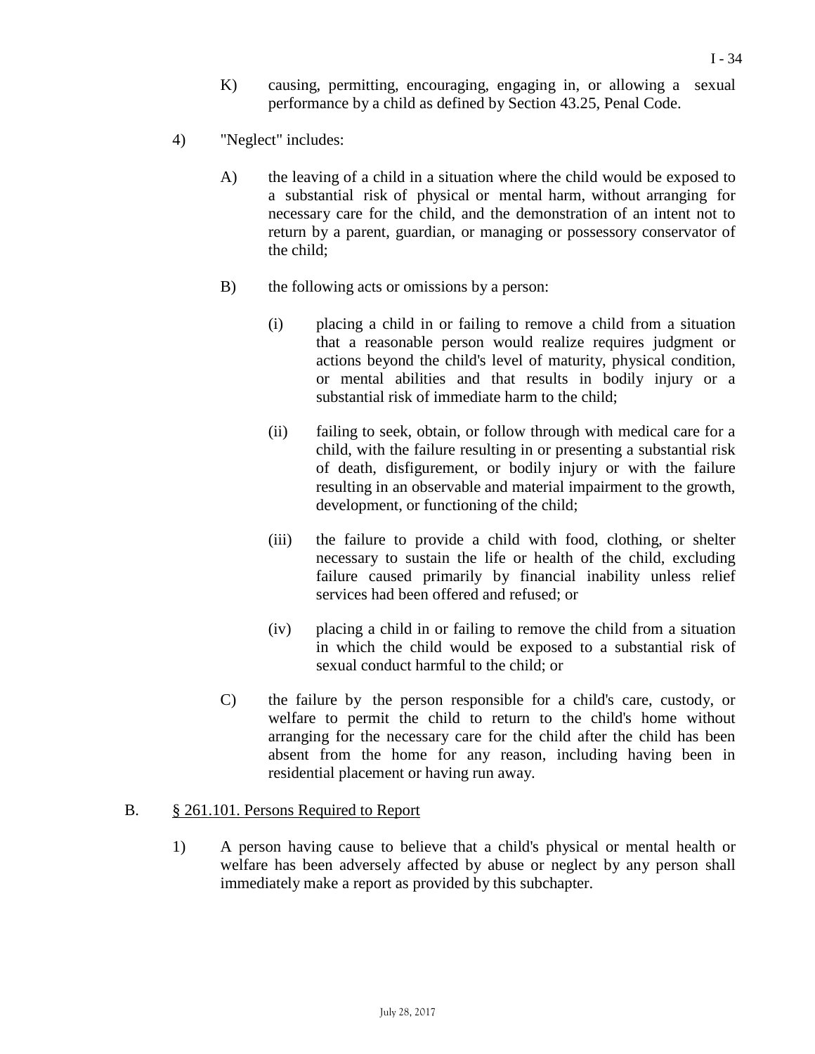K) causing, permitting, encouraging, engaging in, or allowing a sexual performance by a child as defined by Section 43.25, Penal Code.

4) "Neglect" includes:

A) the leaving of a child in a situation where the child would be exposed to a substantial risk of physical or mental harm, without arranging for necessary care for the child, and the demonstration of an intent not to return by a parent, guardian, or managing or possessory conservator of the child;

B) the following acts or omissions by a person:

(i) placing a child in or failing to remove a child from a situation that a reasonable person would realize requires judgment or actions beyond the child's level of maturity, physical condition, or mental abilities and that results in bodily injury or a substantial risk of immediate harm to the child;

(ii) failing to seek, obtain, or follow through with medical care for a child, with the failure resulting in or presenting a substantial risk of death, disfigurement, or bodily injury or with the failure resulting in an observable and material impairment to the growth, development, or functioning of the child;

(iii) the failure to provide a child with food, clothing, or shelter necessary to sustain the life or health of the child, excluding failure caused primarily by financial inability unless relief services had been offered and refused; or

(iv) placing a child in or failing to remove the child from a situation in which the child would be exposed to a substantial risk of sexual conduct harmful to the child; or

C) the failure by the person responsible for a child's care, custody, or welfare to permit the child to return to the child's home without arranging for the necessary care for the child after the child has been absent from the home for any reason, including having been in residential placement or having run away.

B. <u>§ 261.101. Persons Required to Report</u>

1) A person having cause to believe that a child's physical or mental health or welfare has been adversely affected by abuse or neglect by any person shall immediately make a report as provided by this subchapter.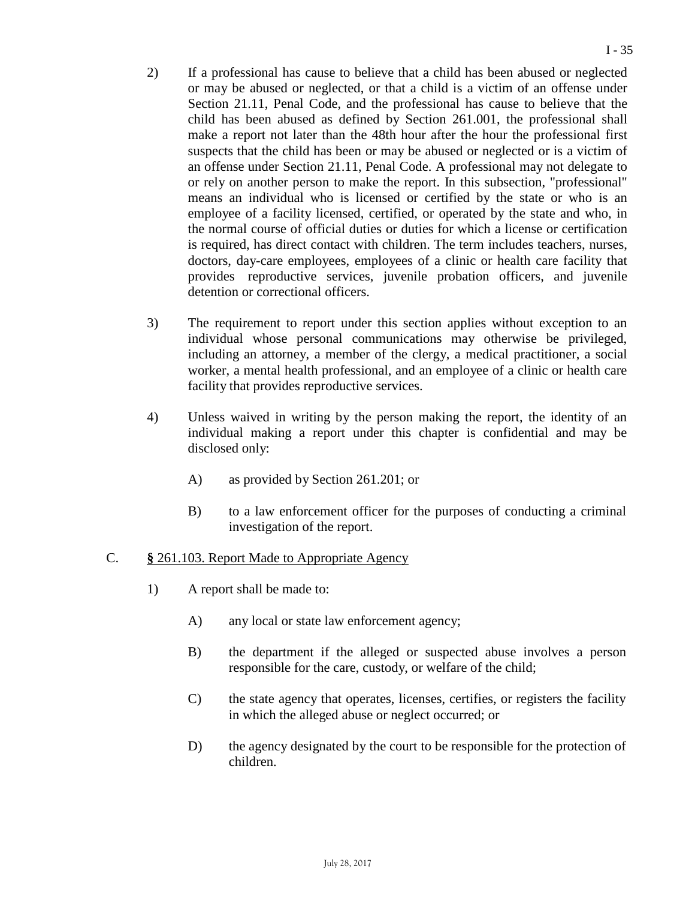2) If a professional has cause to believe that a child has been abused or neglected or may be abused or neglected, or that a child is a victim of an offense under Section 21.11, Penal Code, and the professional has cause to believe that the child has been abused as defined by Section 261.001, the professional shall make a report not later than the 48th hour after the hour the professional first suspects that the child has been or may be abused or neglected or is a victim of an offense under Section 21.11, Penal Code. A professional may not delegate to or rely on another person to make the report. In this subsection, "professional" means an individual who is licensed or certified by the state or who is an employee of a facility licensed, certified, or operated by the state and who, in the normal course of official duties or duties for which a license or certification is required, has direct contact with children. The term includes teachers, nurses, doctors, day-care employees, employees of a clinic or health care facility that provides reproductive services, juvenile probation officers, and juvenile detention or correctional officers.

3) The requirement to report under this section applies without exception to an individual whose personal communications may otherwise be privileged, including an attorney, a member of the clergy, a medical practitioner, a social worker, a mental health professional, and an employee of a clinic or health care facility that provides reproductive services.

4) Unless waived in writing by the person making the report, the identity of an individual making a report under this chapter is confidential and may be disclosed only:

   A) as provided by Section 261.201; or

   B) to a law enforcement officer for the purposes of conducting a criminal investigation of the report.

C. <u>**§** 261.103. Report Made to Appropriate Agency</u>

1) A report shall be made to:

   A) any local or state law enforcement agency;

   B) the department if the alleged or suspected abuse involves a person responsible for the care, custody, or welfare of the child;

   C) the state agency that operates, licenses, certifies, or registers the facility in which the alleged abuse or neglect occurred; or

   D) the agency designated by the court to be responsible for the protection of children.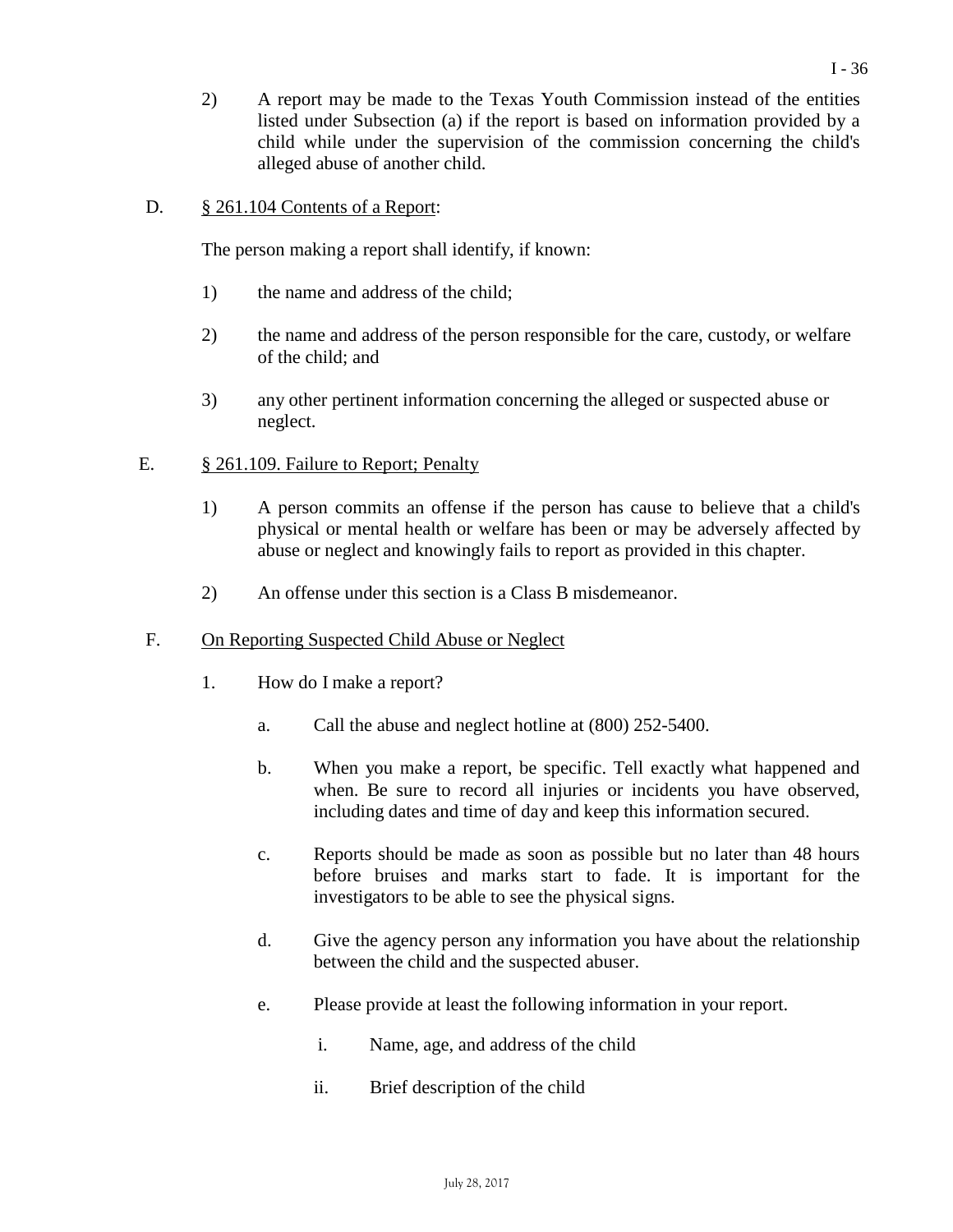2) A report may be made to the Texas Youth Commission instead of the entities listed under Subsection (a) if the report is based on information provided by a child while under the supervision of the commission concerning the child's alleged abuse of another child.

D. § 261.104 Contents of a Report:

The person making a report shall identify, if known:

1) the name and address of the child;

2) the name and address of the person responsible for the care, custody, or welfare of the child; and

3) any other pertinent information concerning the alleged or suspected abuse or neglect.

E. § 261.109. Failure to Report; Penalty

1) A person commits an offense if the person has cause to believe that a child's physical or mental health or welfare has been or may be adversely affected by abuse or neglect and knowingly fails to report as provided in this chapter.

2) An offense under this section is a Class B misdemeanor.

F. On Reporting Suspected Child Abuse or Neglect

1. How do I make a report?

   a. Call the abuse and neglect hotline at (800) 252-5400.

   b. When you make a report, be specific. Tell exactly what happened and when. Be sure to record all injuries or incidents you have observed, including dates and time of day and keep this information secured.

   c. Reports should be made as soon as possible but no later than 48 hours before bruises and marks start to fade. It is important for the investigators to be able to see the physical signs.

   d. Give the agency person any information you have about the relationship between the child and the suspected abuser.

   e. Please provide at least the following information in your report.

      i. Name, age, and address of the child

      ii. Brief description of the child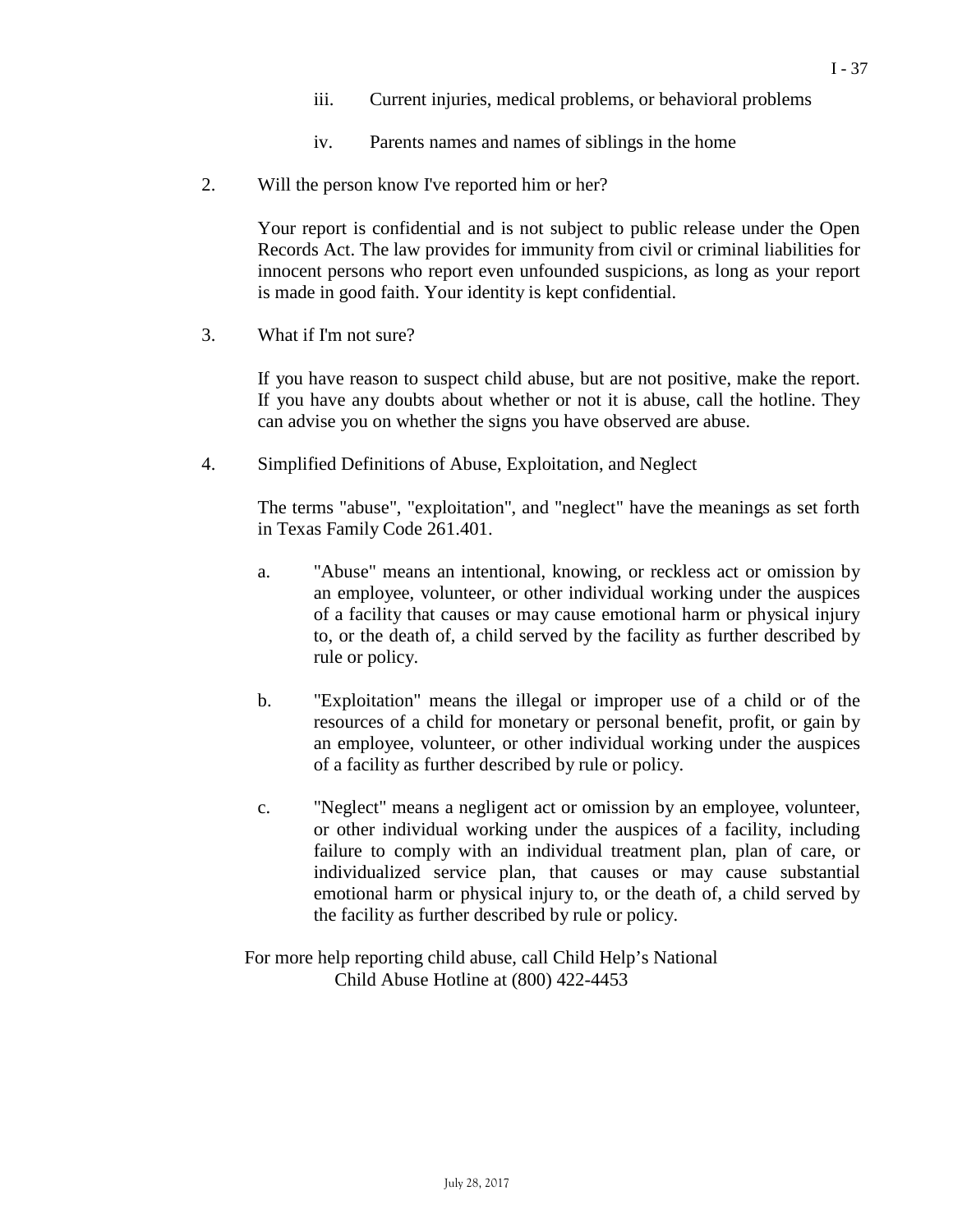iii. Current injuries, medical problems, or behavioral problems

iv. Parents names and names of siblings in the home

2. Will the person know I've reported him or her?

   Your report is confidential and is not subject to public release under the Open Records Act. The law provides for immunity from civil or criminal liabilities for innocent persons who report even unfounded suspicions, as long as your report is made in good faith. Your identity is kept confidential.

3. What if I'm not sure?

   If you have reason to suspect child abuse, but are not positive, make the report. If you have any doubts about whether or not it is abuse, call the hotline. They can advise you on whether the signs you have observed are abuse.

4. Simplified Definitions of Abuse, Exploitation, and Neglect

   The terms "abuse", "exploitation", and "neglect" have the meanings as set forth in Texas Family Code 261.401.

   a. "Abuse" means an intentional, knowing, or reckless act or omission by an employee, volunteer, or other individual working under the auspices of a facility that causes or may cause emotional harm or physical injury to, or the death of, a child served by the facility as further described by rule or policy.

   b. "Exploitation" means the illegal or improper use of a child or of the resources of a child for monetary or personal benefit, profit, or gain by an employee, volunteer, or other individual working under the auspices of a facility as further described by rule or policy.

   c. "Neglect" means a negligent act or omission by an employee, volunteer, or other individual working under the auspices of a facility, including failure to comply with an individual treatment plan, plan of care, or individualized service plan, that causes or may cause substantial emotional harm or physical injury to, or the death of, a child served by the facility as further described by rule or policy.

For more help reporting child abuse, call Child Help's National Child Abuse Hotline at (800) 422-4453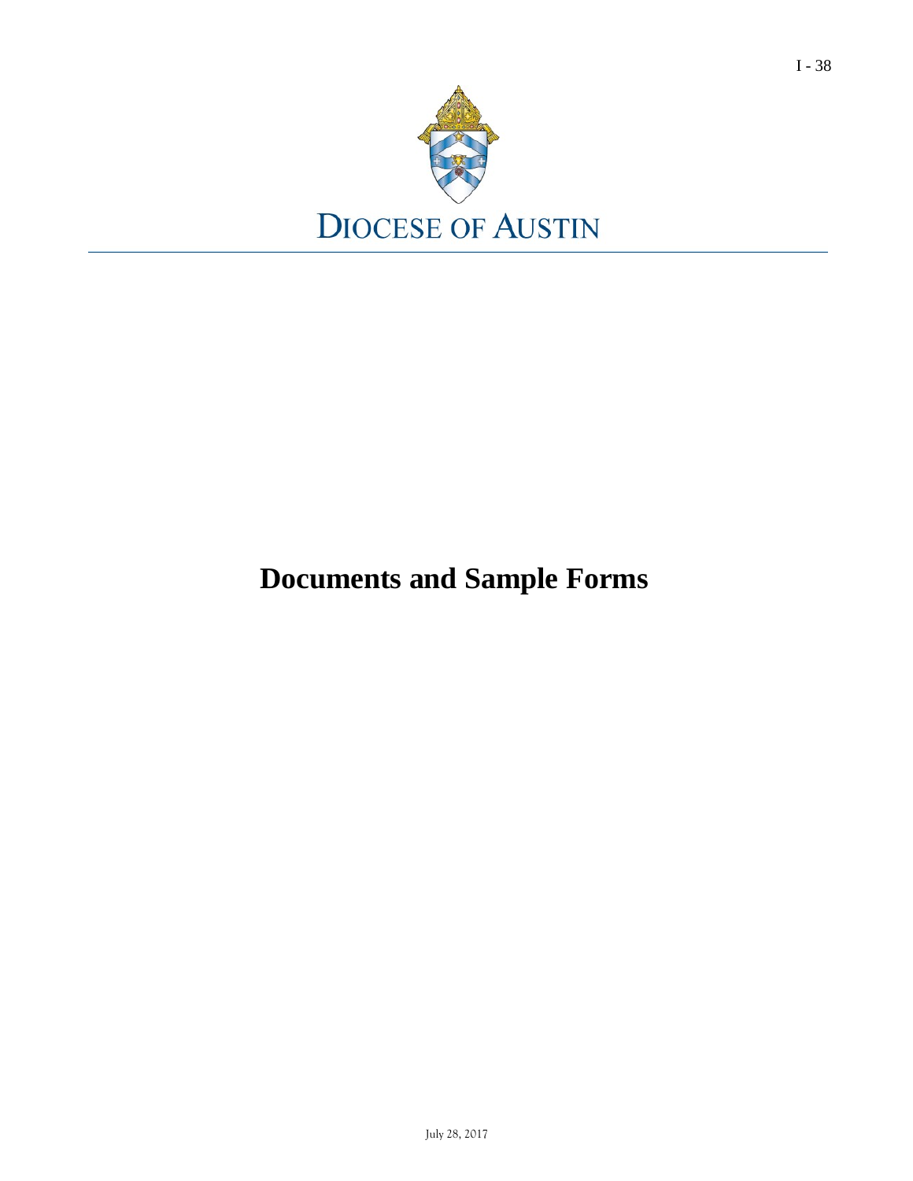DIOCESE OF AUSTIN

# Documents and Sample Forms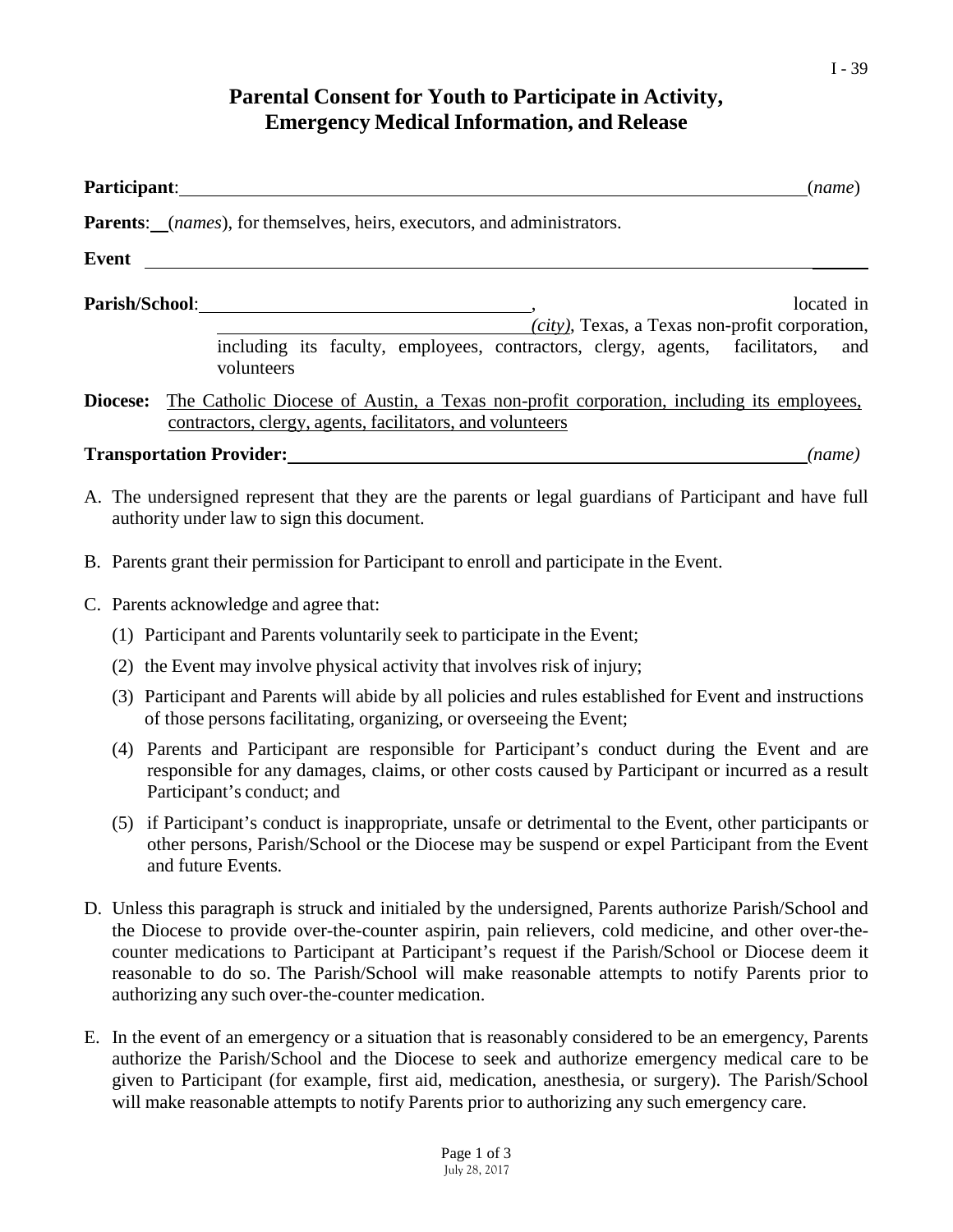# Parental Consent for Youth to Participate in Activity, Emergency Medical Information, and Release

**Participant**: ______________________________ (*name*)

**Parents**: __ (*names*), for themselves, heirs, executors, and administrators.

**Event** ______________________________

**Parish/School**: ______________________________, located in ______________________________ *(city)*, Texas, a Texas non-profit corporation, including its faculty, employees, contractors, clergy, agents, facilitators, and volunteers

**Diocese:** The Catholic Diocese of Austin, a Texas non-profit corporation, including its employees, contractors, clergy, agents, facilitators, and volunteers

**Transportation Provider:** ______________________________ *(name)*

A. The undersigned represent that they are the parents or legal guardians of Participant and have full authority under law to sign this document.

B. Parents grant their permission for Participant to enroll and participate in the Event.

C. Parents acknowledge and agree that:

   (1) Participant and Parents voluntarily seek to participate in the Event;

   (2) the Event may involve physical activity that involves risk of injury;

   (3) Participant and Parents will abide by all policies and rules established for Event and instructions of those persons facilitating, organizing, or overseeing the Event;

   (4) Parents and Participant are responsible for Participant's conduct during the Event and are responsible for any damages, claims, or other costs caused by Participant or incurred as a result Participant's conduct; and

   (5) if Participant's conduct is inappropriate, unsafe or detrimental to the Event, other participants or other persons, Parish/School or the Diocese may be suspend or expel Participant from the Event and future Events.

D. Unless this paragraph is struck and initialed by the undersigned, Parents authorize Parish/School and the Diocese to provide over-the-counter aspirin, pain relievers, cold medicine, and other over-the-counter medications to Participant at Participant's request if the Parish/School or Diocese deem it reasonable to do so. The Parish/School will make reasonable attempts to notify Parents prior to authorizing any such over-the-counter medication.

E. In the event of an emergency or a situation that is reasonably considered to be an emergency, Parents authorize the Parish/School and the Diocese to seek and authorize emergency medical care to be given to Participant (for example, first aid, medication, anesthesia, or surgery). The Parish/School will make reasonable attempts to notify Parents prior to authorizing any such emergency care.

July 28, 2017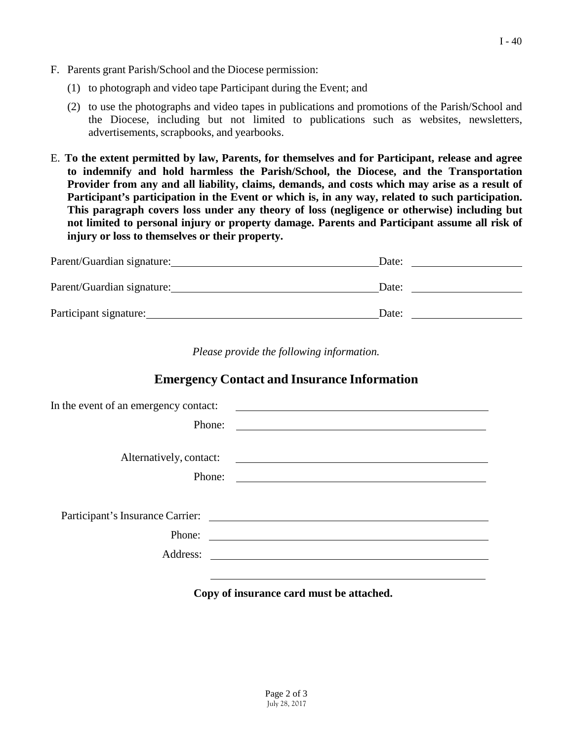F. Parents grant Parish/School and the Diocese permission:

   (1) to photograph and video tape Participant during the Event; and

   (2) to use the photographs and video tapes in publications and promotions of the Parish/School and the Diocese, including but not limited to publications such as websites, newsletters, advertisements, scrapbooks, and yearbooks.

E. **To the extent permitted by law, Parents, for themselves and for Participant, release and agree to indemnify and hold harmless the Parish/School, the Diocese, and the Transportation Provider from any and all liability, claims, demands, and costs which may arise as a result of Participant's participation in the Event or which is, in any way, related to such participation. This paragraph covers loss under any theory of loss (negligence or otherwise) including but not limited to personal injury or property damage. Parents and Participant assume all risk of injury or loss to themselves or their property.**

Parent/Guardian signature: ______________________________ Date: ______________

Parent/Guardian signature: ______________________________ Date: ______________

Participant signature: ______________________________ Date: ______________

*Please provide the following information.*

## Emergency Contact and Insurance Information

In the event of an emergency contact: ______________________________

Phone: ______________________________

Alternatively, contact: ______________________________

Phone: ______________________________

Participant's Insurance Carrier: ______________________________

Phone: ______________________________

Address: ______________________________

______________________________

**Copy of insurance card must be attached.**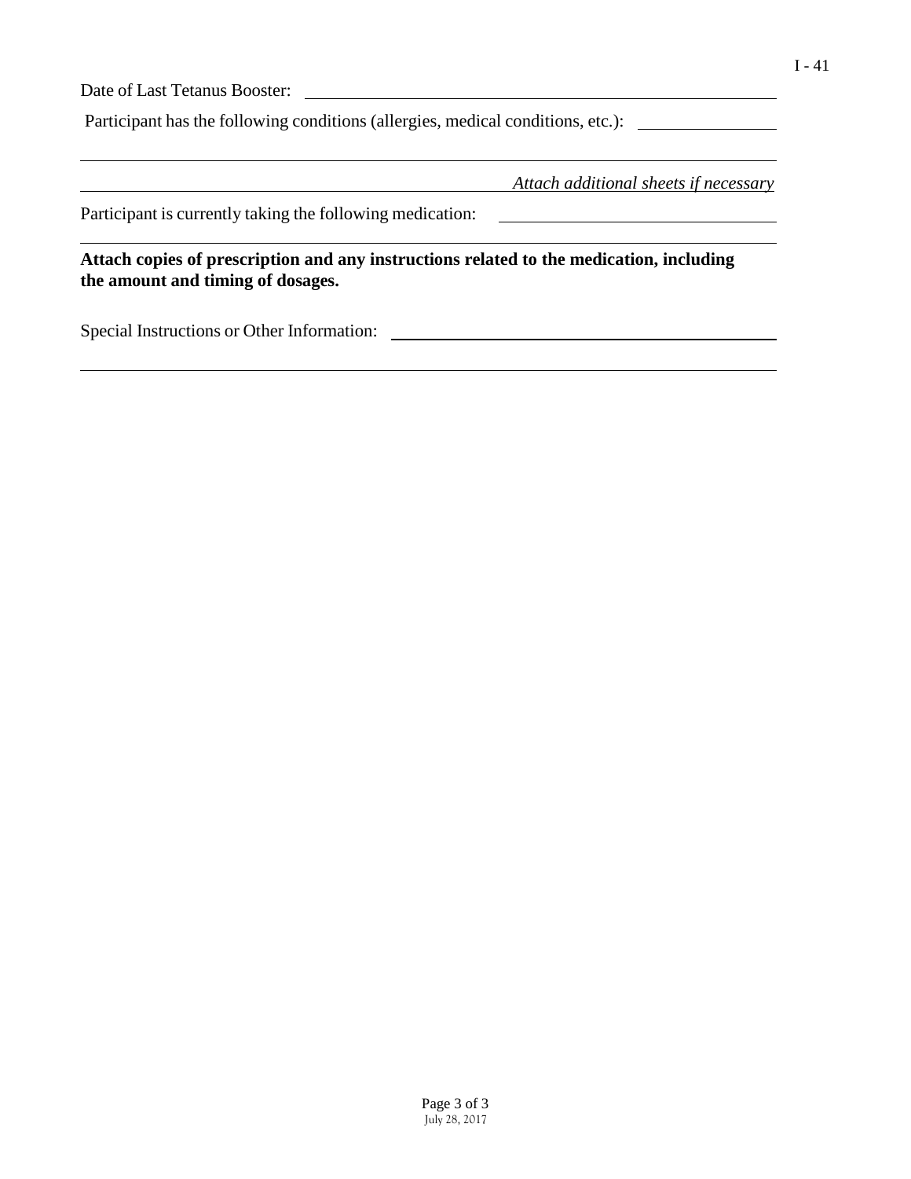Date of Last Tetanus Booster: ______________________________________________

Participant has the following conditions (allergies, medical conditions, etc.): ______________

_____________________________________________________________________________

_____________________________________________ *Attach additional sheets if necessary*

Participant is currently taking the following medication: ______________________________

_____________________________________________________________________________

**Attach copies of prescription and any instructions related to the medication, including the amount and timing of dosages.**

Special Instructions or Other Information: ____________________________________

_____________________________________________________________________________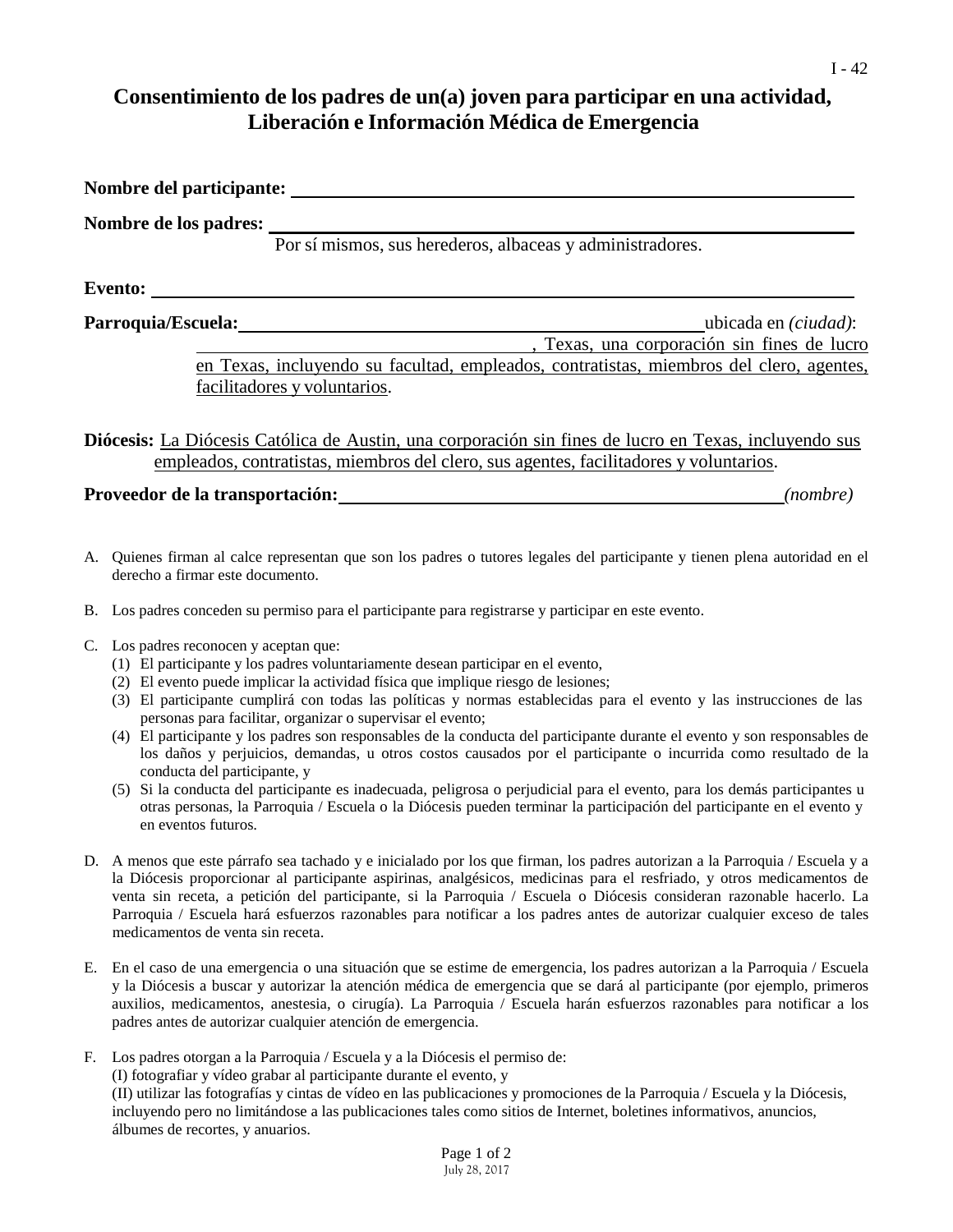# Consentimiento de los padres de un(a) joven para participar en una actividad, Liberación e Información Médica de Emergencia

**Nombre del participante:** ______________________________________________

**Nombre de los padres:** ______________________________________________

Por sí mismos, sus herederos, albaceas y administradores.

**Evento:** ______________________________________________

**Parroquia/Escuela:** ______________________________________ ubicada en *(ciudad)*: ______________________________, Texas, una corporación sin fines de lucro en Texas, incluyendo su facultad, empleados, contratistas, miembros del clero, agentes, facilitadores y voluntarios.

**Diócesis:** La Diócesis Católica de Austin, una corporación sin fines de lucro en Texas, incluyendo sus empleados, contratistas, miembros del clero, sus agentes, facilitadores y voluntarios.

**Proveedor de la transportación:** ______________________________________ *(nombre)*

A. Quienes firman al calce representan que son los padres o tutores legales del participante y tienen plena autoridad en el derecho a firmar este documento.

B. Los padres conceden su permiso para el participante para registrarse y participar en este evento.

C. Los padres reconocen y aceptan que:
   (1) El participante y los padres voluntariamente desean participar en el evento,
   (2) El evento puede implicar la actividad física que implique riesgo de lesiones;
   (3) El participante cumplirá con todas las políticas y normas establecidas para el evento y las instrucciones de las personas para facilitar, organizar o supervisar el evento;
   (4) El participante y los padres son responsables de la conducta del participante durante el evento y son responsables de los daños y perjuicios, demandas, u otros costos causados por el participante o incurrida como resultado de la conducta del participante, y
   (5) Si la conducta del participante es inadecuada, peligrosa o perjudicial para el evento, para los demás participantes u otras personas, la Parroquia / Escuela o la Diócesis pueden terminar la participación del participante en el evento y en eventos futuros.

D. A menos que este párrafo sea tachado y e inicialado por los que firman, los padres autorizan a la Parroquia / Escuela y a la Diócesis proporcionar al participante aspirinas, analgésicos, medicinas para el resfriado, y otros medicamentos de venta sin receta, a petición del participante, si la Parroquia / Escuela o Diócesis consideran razonable hacerlo. La Parroquia / Escuela hará esfuerzos razonables para notificar a los padres antes de autorizar cualquier exceso de tales medicamentos de venta sin receta.

E. En el caso de una emergencia o una situación que se estime de emergencia, los padres autorizan a la Parroquia / Escuela y la Diócesis a buscar y autorizar la atención médica de emergencia que se dará al participante (por ejemplo, primeros auxilios, medicamentos, anestesia, o cirugía). La Parroquia / Escuela harán esfuerzos razonables para notificar a los padres antes de autorizar cualquier atención de emergencia.

F. Los padres otorgan a la Parroquia / Escuela y a la Diócesis el permiso de:
   (I) fotografiar y vídeo grabar al participante durante el evento, y
   (II) utilizar las fotografías y cintas de vídeo en las publicaciones y promociones de la Parroquia / Escuela y la Diócesis, incluyendo pero no limitándose a las publicaciones tales como sitios de Internet, boletines informativos, anuncios, álbumes de recortes, y anuarios.

July 28, 2017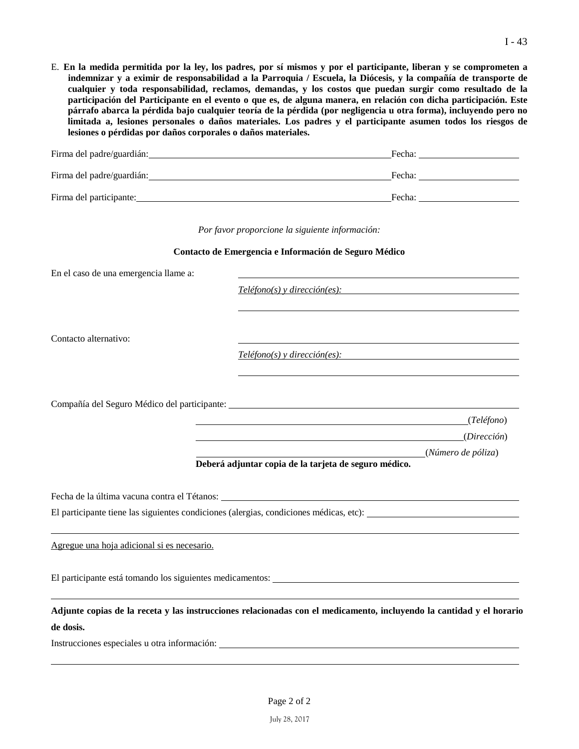E. **En la medida permitida por la ley, los padres, por sí mismos y por el participante, liberan y se comprometen a indemnizar y a eximir de responsabilidad a la Parroquia / Escuela, la Diócesis, y la compañía de transporte de cualquier y toda responsabilidad, reclamos, demandas, y los costos que puedan surgir como resultado de la participación del Participante en el evento o que es, de alguna manera, en relación con dicha participación. Este párrafo abarca la pérdida bajo cualquier teoría de la pérdida (por negligencia u otra forma), incluyendo pero no limitada a, lesiones personales o daños materiales. Los padres y el participante asumen todos los riesgos de lesiones o pérdidas por daños corporales o daños materiales.**

Firma del padre/guardián:______________________________________________Fecha: ____________________

Firma del padre/guardián:______________________________________________Fecha: ____________________

Firma del participante:_________________________________________________Fecha: ____________________

*Por favor proporcione la siguiente información:*

**Contacto de Emergencia e Información de Seguro Médico**

En el caso de una emergencia llame a: ______________________________________________

*Teléfono(s) y dirección(es):* ______________________________________________

______________________________________________

Contacto alternativo: ______________________________________________

*Teléfono(s) y dirección(es):* ______________________________________________

______________________________________________

Compañía del Seguro Médico del participante: ______________________________________________

______________________________________________(*Teléfono*)

______________________________________________(*Dirección*)

______________________________________________(*Número de póliza*)

**Deberá adjuntar copia de la tarjeta de seguro médico.**

Fecha de la última vacuna contra el Tétanos: ______________________________________________

El participante tiene las siguientes condiciones (alergias, condiciones médicas, etc): ______________________________

______________________________________________

Agregue una hoja adicional si es necesario.

El participante está tomando los siguientes medicamentos: ______________________________________________

______________________________________________

**Adjunte copias de la receta y las instrucciones relacionadas con el medicamento, incluyendo la cantidad y el horario de dosis.**

Instrucciones especiales u otra información: ______________________________________________

______________________________________________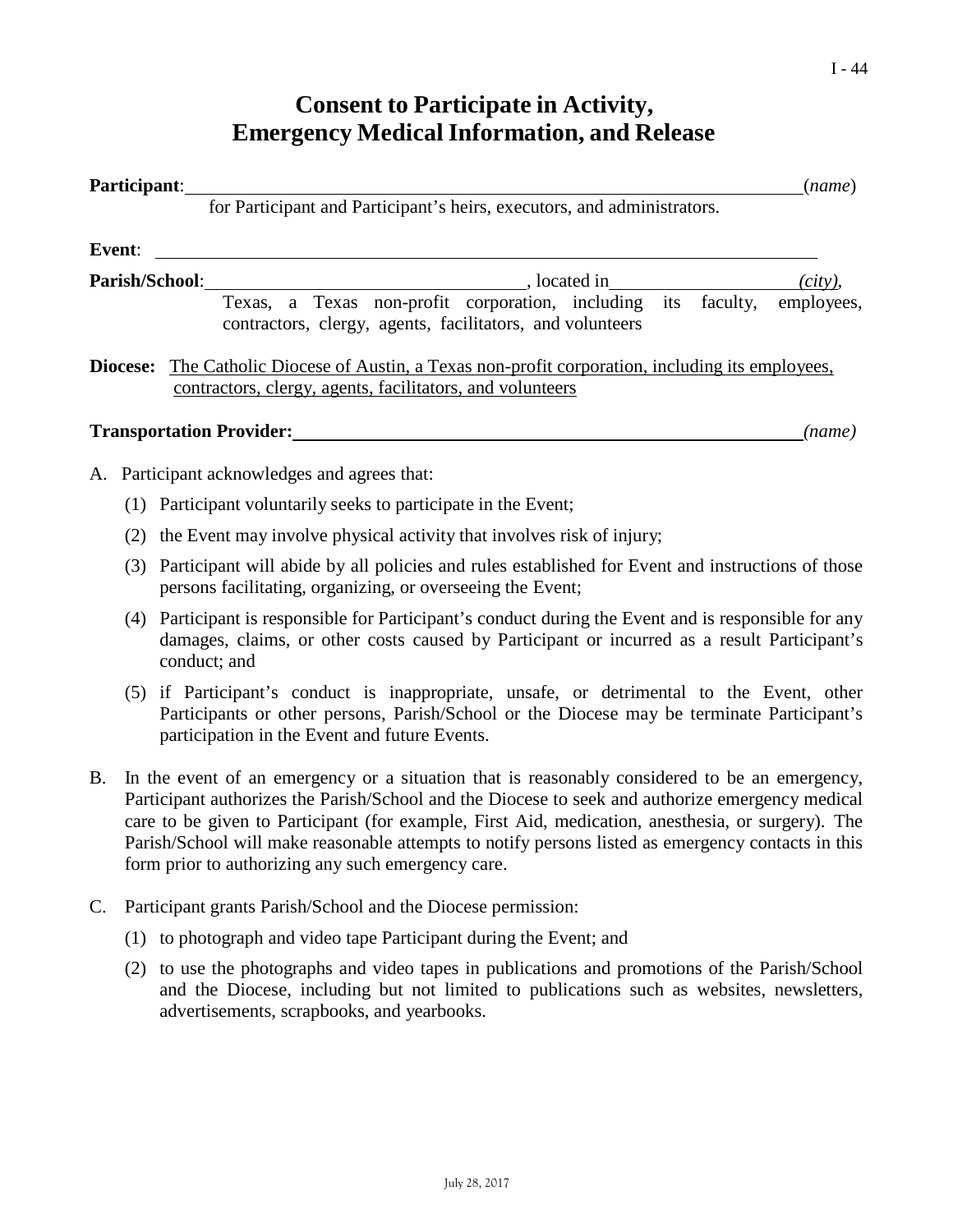# Consent to Participate in Activity, Emergency Medical Information, and Release

**Participant**: ______________________________________________ (*name*)
for Participant and Participant's heirs, executors, and administrators.

**Event**: ______________________________________________

**Parish/School**: __________________________, located in ________________ *(city)*, Texas, a Texas non-profit corporation, including its faculty, employees, contractors, clergy, agents, facilitators, and volunteers

**Diocese:** The Catholic Diocese of Austin, a Texas non-profit corporation, including its employees, contractors, clergy, agents, facilitators, and volunteers

**Transportation Provider:** ______________________________________________ *(name)*

A. Participant acknowledges and agrees that:

   (1) Participant voluntarily seeks to participate in the Event;

   (2) the Event may involve physical activity that involves risk of injury;

   (3) Participant will abide by all policies and rules established for Event and instructions of those persons facilitating, organizing, or overseeing the Event;

   (4) Participant is responsible for Participant's conduct during the Event and is responsible for any damages, claims, or other costs caused by Participant or incurred as a result Participant's conduct; and

   (5) if Participant's conduct is inappropriate, unsafe, or detrimental to the Event, other Participants or other persons, Parish/School or the Diocese may be terminate Participant's participation in the Event and future Events.

B. In the event of an emergency or a situation that is reasonably considered to be an emergency, Participant authorizes the Parish/School and the Diocese to seek and authorize emergency medical care to be given to Participant (for example, First Aid, medication, anesthesia, or surgery). The Parish/School will make reasonable attempts to notify persons listed as emergency contacts in this form prior to authorizing any such emergency care.

C. Participant grants Parish/School and the Diocese permission:

   (1) to photograph and video tape Participant during the Event; and

   (2) to use the photographs and video tapes in publications and promotions of the Parish/School and the Diocese, including but not limited to publications such as websites, newsletters, advertisements, scrapbooks, and yearbooks.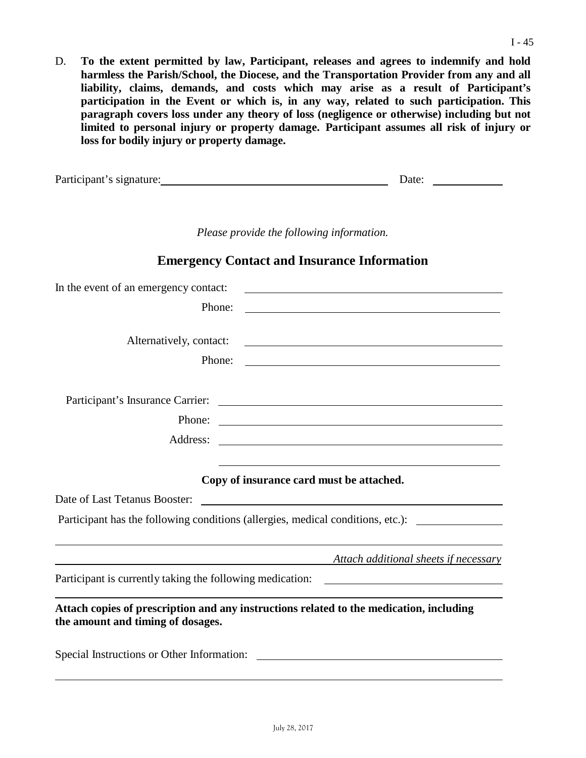D. **To the extent permitted by law, Participant, releases and agrees to indemnify and hold harmless the Parish/School, the Diocese, and the Transportation Provider from any and all liability, claims, demands, and costs which may arise as a result of Participant's participation in the Event or which is, in any way, related to such participation. This paragraph covers loss under any theory of loss (negligence or otherwise) including but not limited to personal injury or property damage. Participant assumes all risk of injury or loss for bodily injury or property damage.**

Participant's signature: ________________________________________ Date: ____________

*Please provide the following information.*

## Emergency Contact and Insurance Information

In the event of an emergency contact: ________________________________________

Phone: ________________________________________

Alternatively, contact: ________________________________________

Phone: ________________________________________

Participant's Insurance Carrier: ________________________________________

Phone: ________________________________________

Address: ________________________________________

________________________________________

**Copy of insurance card must be attached.**

Date of Last Tetanus Booster: ________________________________________

Participant has the following conditions (allergies, medical conditions, etc.): _______________

________________________________________________________________________

________________________________________ *Attach additional sheets if necessary*

Participant is currently taking the following medication: ______________________________

________________________________________________________________________

**Attach copies of prescription and any instructions related to the medication, including the amount and timing of dosages.**

Special Instructions or Other Information: ________________________________________

________________________________________________________________________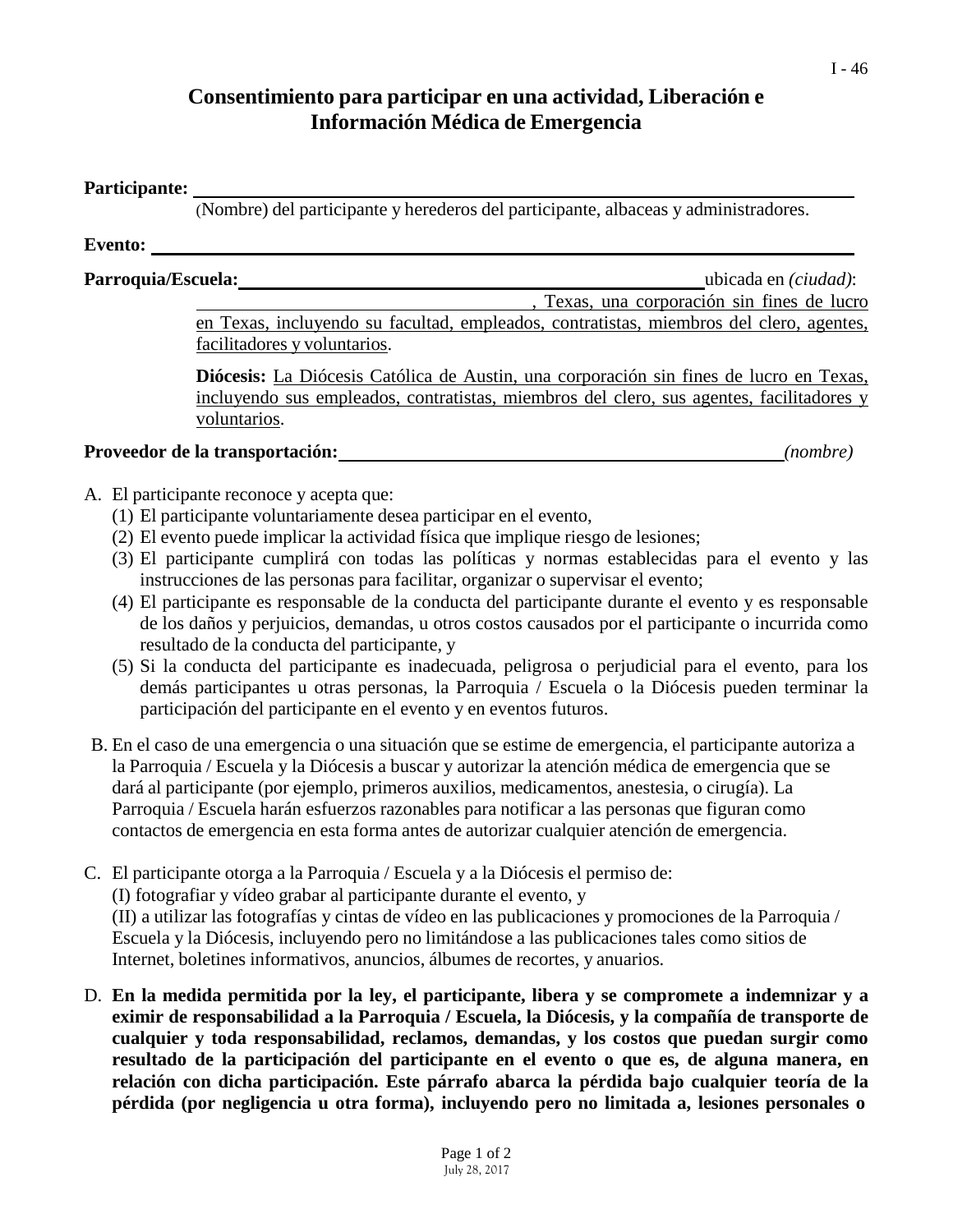# Consentimiento para participar en una actividad, Liberación e Información Médica de Emergencia

**Participante:** ______________________________________________________________

(Nombre) del participante y herederos del participante, albaceas y administradores.

**Evento:** ______________________________________________________________

**Parroquia/Escuela:** ________________________________________ ubicada en *(ciudad)*: ____________________________, Texas, una corporación sin fines de lucro en Texas, incluyendo su facultad, empleados, contratistas, miembros del clero, agentes, facilitadores y voluntarios.

**Diócesis:** La Diócesis Católica de Austin, una corporación sin fines de lucro en Texas, incluyendo sus empleados, contratistas, miembros del clero, sus agentes, facilitadores y voluntarios.

**Proveedor de la transportación:** ________________________________________ *(nombre)*

A. El participante reconoce y acepta que:
   (1) El participante voluntariamente desea participar en el evento,
   (2) El evento puede implicar la actividad física que implique riesgo de lesiones;
   (3) El participante cumplirá con todas las políticas y normas establecidas para el evento y las instrucciones de las personas para facilitar, organizar o supervisar el evento;
   (4) El participante es responsable de la conducta del participante durante el evento y es responsable de los daños y perjuicios, demandas, u otros costos causados por el participante o incurrida como resultado de la conducta del participante, y
   (5) Si la conducta del participante es inadecuada, peligrosa o perjudicial para el evento, para los demás participantes u otras personas, la Parroquia / Escuela o la Diócesis pueden terminar la participación del participante en el evento y en eventos futuros.

B. En el caso de una emergencia o una situación que se estime de emergencia, el participante autoriza a la Parroquia / Escuela y la Diócesis a buscar y autorizar la atención médica de emergencia que se dará al participante (por ejemplo, primeros auxilios, medicamentos, anestesia, o cirugía). La Parroquia / Escuela harán esfuerzos razonables para notificar a las personas que figuran como contactos de emergencia en esta forma antes de autorizar cualquier atención de emergencia.

C. El participante otorga a la Parroquia / Escuela y a la Diócesis el permiso de:
   (I) fotografiar y vídeo grabar al participante durante el evento, y
   (II) a utilizar las fotografías y cintas de vídeo en las publicaciones y promociones de la Parroquia / Escuela y la Diócesis, incluyendo pero no limitándose a las publicaciones tales como sitios de Internet, boletines informativos, anuncios, álbumes de recortes, y anuarios.

D. **En la medida permitida por la ley, el participante, libera y se compromete a indemnizar y a eximir de responsabilidad a la Parroquia / Escuela, la Diócesis, y la compañía de transporte de cualquier y toda responsabilidad, reclamos, demandas, y los costos que puedan surgir como resultado de la participación del participante en el evento o que es, de alguna manera, en relación con dicha participación. Este párrafo abarca la pérdida bajo cualquier teoría de la pérdida (por negligencia u otra forma), incluyendo pero no limitada a, lesiones personales o**

July 28, 2017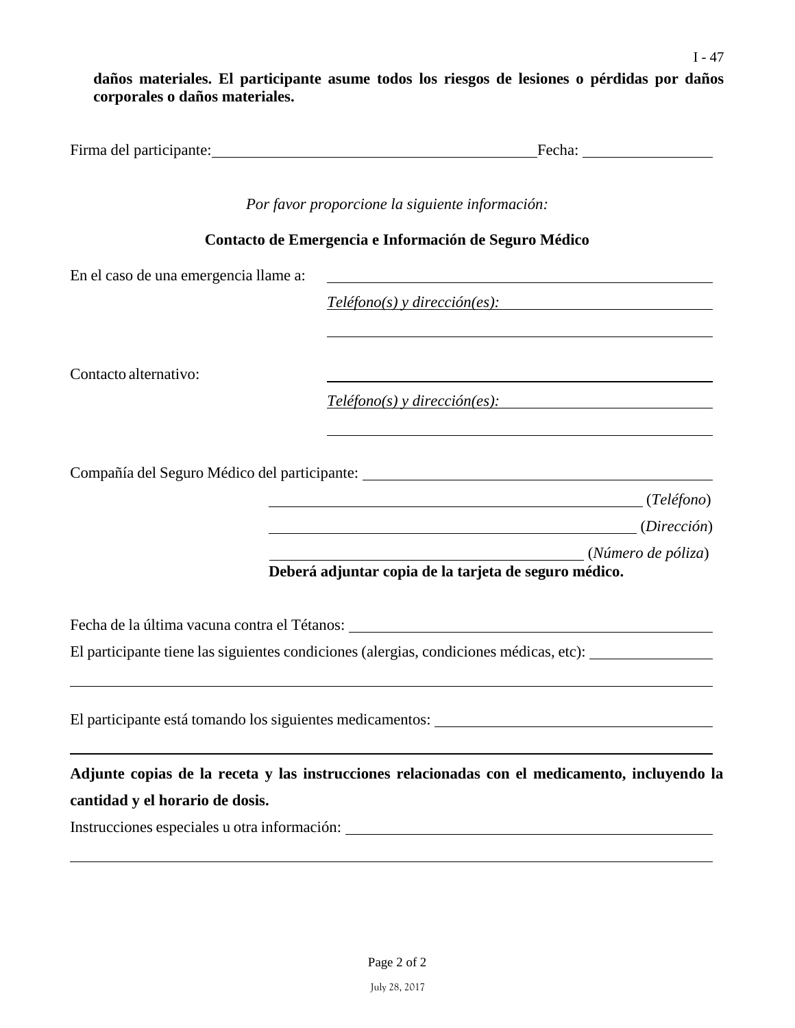**daños materiales. El participante asume todos los riesgos de lesiones o pérdidas por daños corporales o daños materiales.**

Firma del participante: ________________________________________ Fecha: ________________

*Por favor proporcione la siguiente información:*

**Contacto de Emergencia e Información de Seguro Médico**

En el caso de una emergencia llame a: ________________________________________

*Teléfono(s) y dirección(es):* ________________________________________

________________________________________

Contacto alternativo: ________________________________________

*Teléfono(s) y dirección(es):* ________________________________________

________________________________________

Compañía del Seguro Médico del participante: ________________________________________

________________________________________ (*Teléfono*)

________________________________________ (*Dirección*)

________________________________________ (*Número de póliza*)

**Deberá adjuntar copia de la tarjeta de seguro médico.**

Fecha de la última vacuna contra el Tétanos: ________________________________________

El participante tiene las siguientes condiciones (alergias, condiciones médicas, etc): ________________

________________________________________

El participante está tomando los siguientes medicamentos: ________________________________________

________________________________________

**Adjunte copias de la receta y las instrucciones relacionadas con el medicamento, incluyendo la cantidad y el horario de dosis.**

Instrucciones especiales u otra información: ________________________________________

________________________________________

July 28, 2017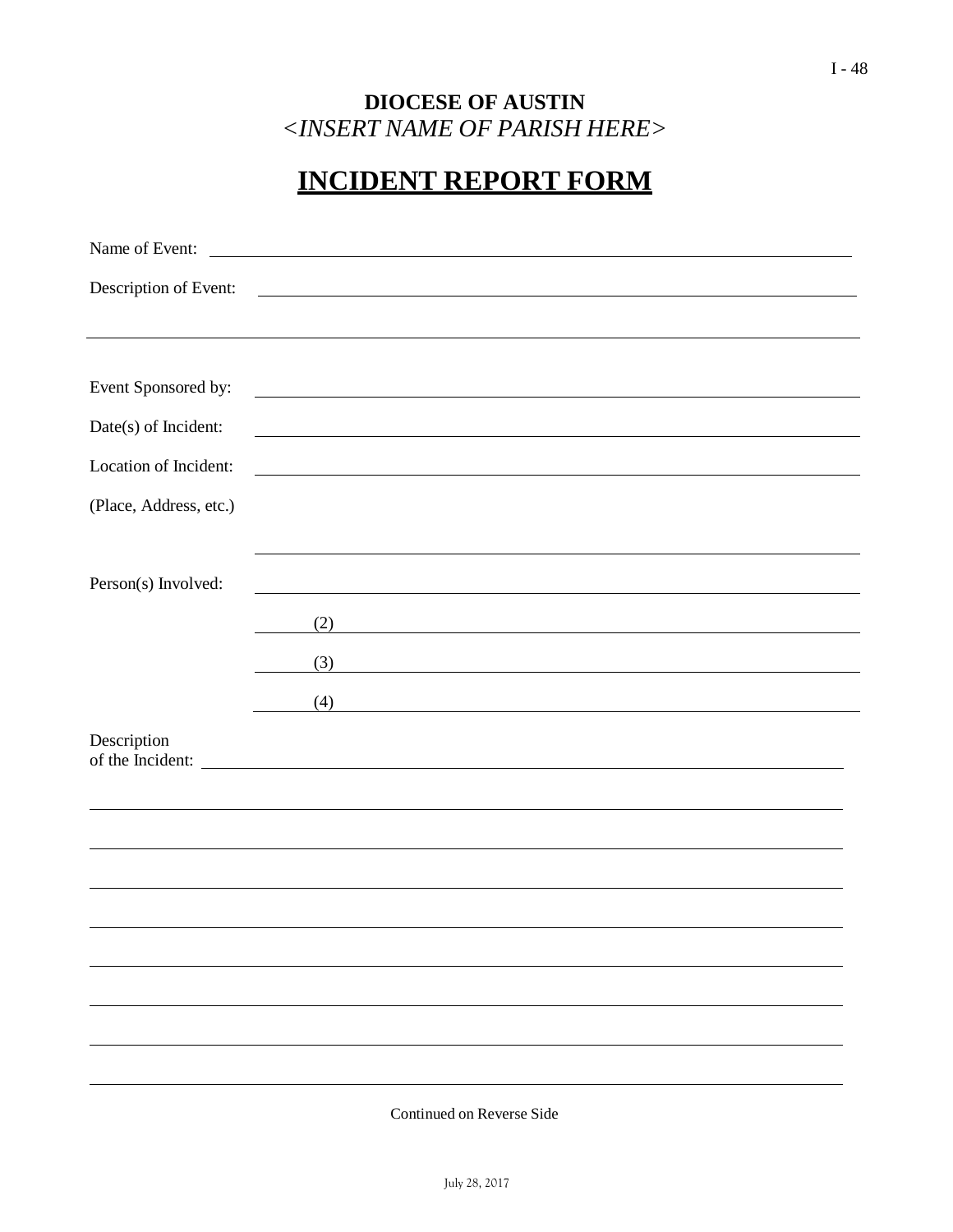**DIOCESE OF AUSTIN**
*<INSERT NAME OF PARISH HERE>*

# INCIDENT REPORT FORM

Name of Event: ______________________________________________

Description of Event: ______________________________________________

______________________________________________

Event Sponsored by: ______________________________________________

Date(s) of Incident: ______________________________________________

Location of Incident: ______________________________________________

(Place, Address, etc.)

______________________________________________

Person(s) Involved: ______________________________________________

(2) ______________________________________________

(3) ______________________________________________

(4) ______________________________________________

Description
of the Incident: ______________________________________________

______________________________________________

______________________________________________

______________________________________________

______________________________________________

______________________________________________

______________________________________________

______________________________________________

______________________________________________

Continued on Reverse Side

July 28, 2017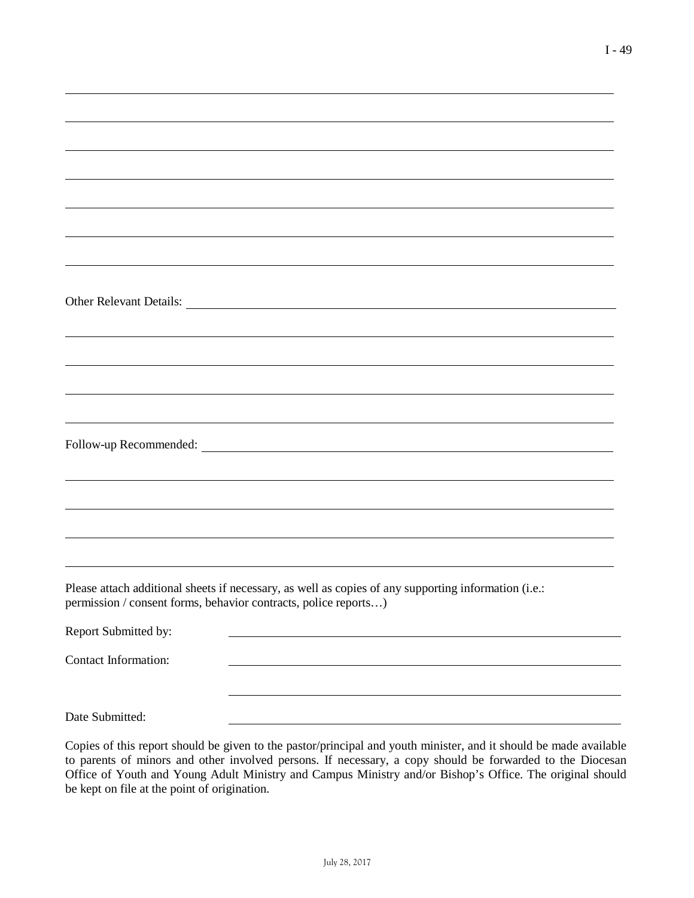Other Relevant Details: \_\_\_\_\_\_\_\_\_\_\_\_\_\_\_\_\_\_\_\_\_\_\_\_\_\_\_\_\_\_\_\_\_\_\_\_\_\_\_\_

Follow-up Recommended: \_\_\_\_\_\_\_\_\_\_\_\_\_\_\_\_\_\_\_\_\_\_\_\_\_\_\_\_\_\_\_\_\_\_\_\_\_\_\_\_

Please attach additional sheets if necessary, as well as copies of any supporting information (i.e.: permission / consent forms, behavior contracts, police reports…)

Report Submitted by: \_\_\_\_\_\_\_\_\_\_\_\_\_\_\_\_\_\_\_\_\_\_\_\_\_\_\_\_\_\_\_\_\_\_\_\_\_\_\_\_

Contact Information: \_\_\_\_\_\_\_\_\_\_\_\_\_\_\_\_\_\_\_\_\_\_\_\_\_\_\_\_\_\_\_\_\_\_\_\_\_\_\_\_

Date Submitted: \_\_\_\_\_\_\_\_\_\_\_\_\_\_\_\_\_\_\_\_\_\_\_\_\_\_\_\_\_\_\_\_\_\_\_\_\_\_\_\_

Copies of this report should be given to the pastor/principal and youth minister, and it should be made available to parents of minors and other involved persons. If necessary, a copy should be forwarded to the Diocesan Office of Youth and Young Adult Ministry and Campus Ministry and/or Bishop's Office. The original should be kept on file at the point of origination.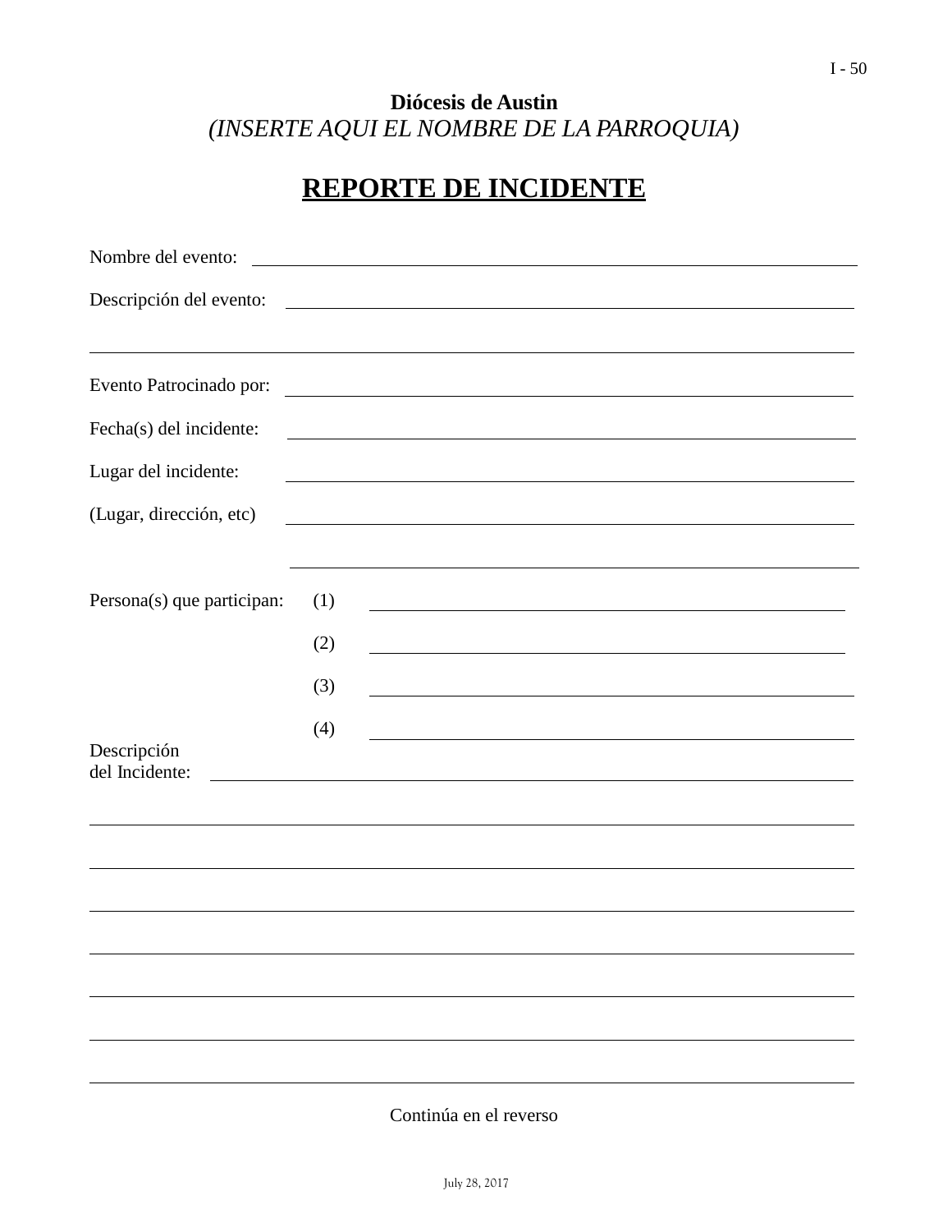**Diócesis de Austin**

*(INSERTE AQUI EL NOMBRE DE LA PARROQUIA)*

# REPORTE DE INCIDENTE

Nombre del evento: ________________________________________________

Descripción del evento: ____________________________________________

______________________________________________________________

Evento Patrocinado por: ____________________________________________

Fecha(s) del incidente: _____________________________________________

Lugar del incidente: ________________________________________________

(Lugar, dirección, etc) ______________________________________________

______________________________________________

Persona(s) que participan: (1) ______________________________________

(2) ______________________________________

(3) ______________________________________

(4) ______________________________________

Descripción
del Incidente: ___________________________________________________

______________________________________________________________

______________________________________________________________

______________________________________________________________

______________________________________________________________

______________________________________________________________

______________________________________________________________

______________________________________________________________

Continúa en el reverso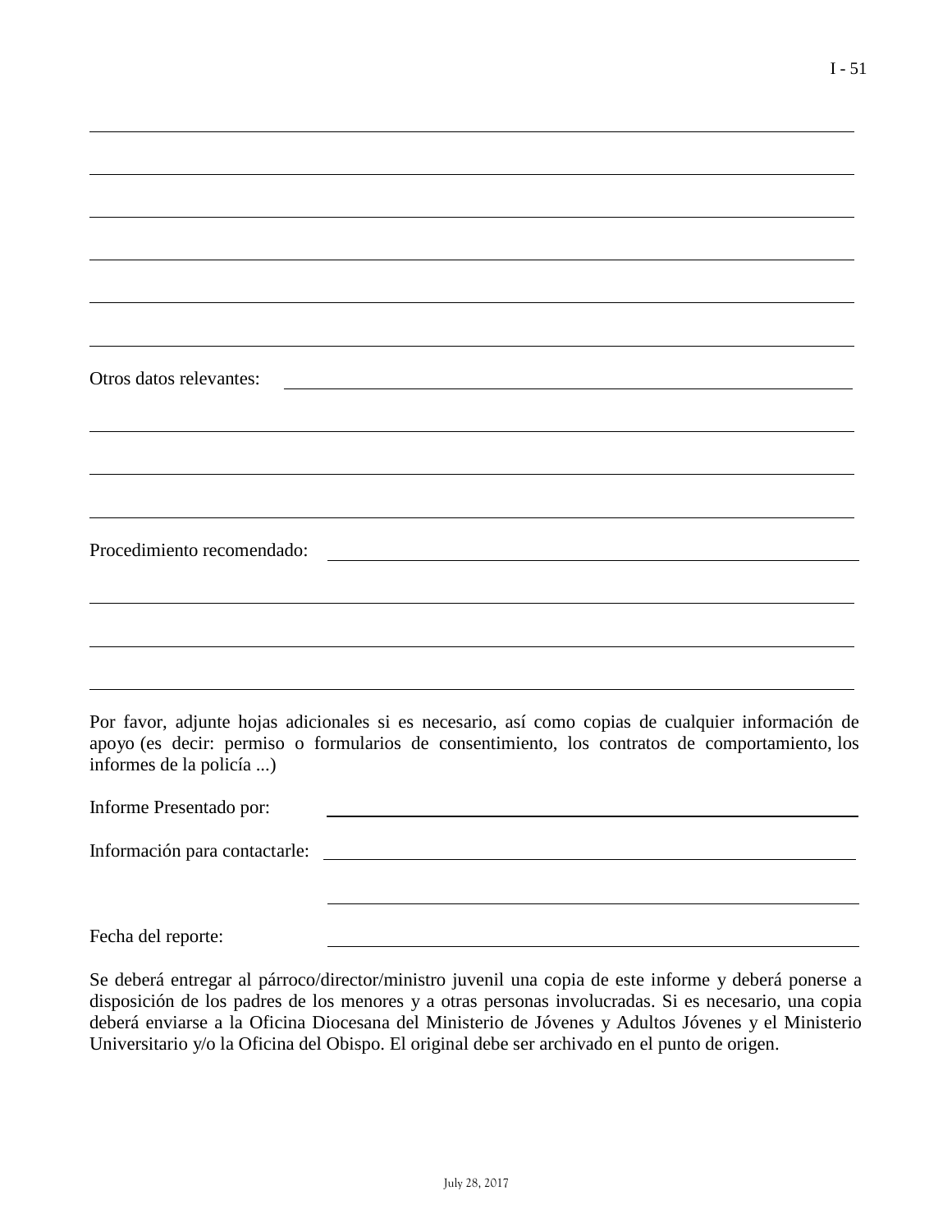Otros datos relevantes: \_\_\_\_\_\_\_\_\_\_\_\_\_\_\_\_\_\_\_\_\_\_\_\_\_\_\_\_\_\_\_\_\_\_\_\_\_\_\_\_\_\_\_\_

Procedimiento recomendado: \_\_\_\_\_\_\_\_\_\_\_\_\_\_\_\_\_\_\_\_\_\_\_\_\_\_\_\_\_\_\_\_\_\_\_\_\_\_\_\_

Por favor, adjunte hojas adicionales si es necesario, así como copias de cualquier información de apoyo (es decir: permiso o formularios de consentimiento, los contratos de comportamiento, los informes de la policía ...)

Informe Presentado por: \_\_\_\_\_\_\_\_\_\_\_\_\_\_\_\_\_\_\_\_\_\_\_\_\_\_\_\_\_\_\_\_\_\_\_\_\_\_\_\_

Información para contactarle: \_\_\_\_\_\_\_\_\_\_\_\_\_\_\_\_\_\_\_\_\_\_\_\_\_\_\_\_\_\_\_\_\_\_\_\_\_\_\_\_

Fecha del reporte: \_\_\_\_\_\_\_\_\_\_\_\_\_\_\_\_\_\_\_\_\_\_\_\_\_\_\_\_\_\_\_\_\_\_\_\_\_\_\_\_

Se deberá entregar al párroco/director/ministro juvenil una copia de este informe y deberá ponerse a disposición de los padres de los menores y a otras personas involucradas. Si es necesario, una copia deberá enviarse a la Oficina Diocesana del Ministerio de Jóvenes y Adultos Jóvenes y el Ministerio Universitario y/o la Oficina del Obispo. El original debe ser archivado en el punto de origen.